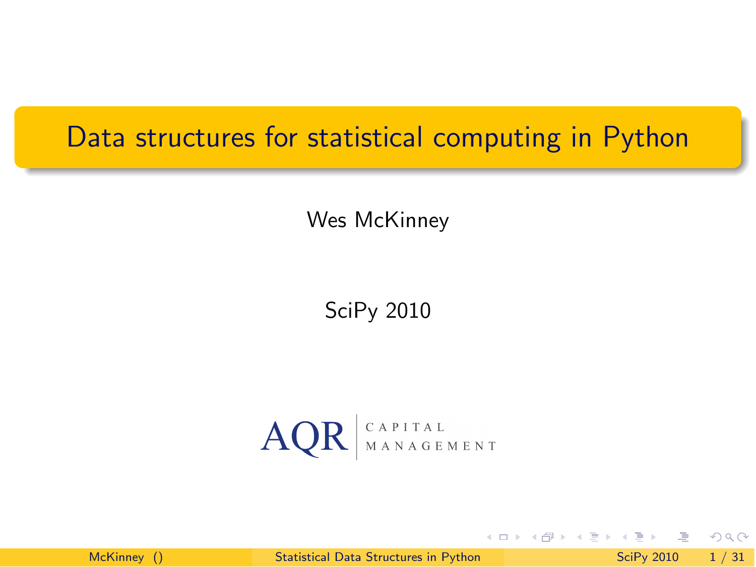# Data structures for statistical computing in Python

Wes McKinney

SciPy 2010

AQR CAPITAL MANAGEMENT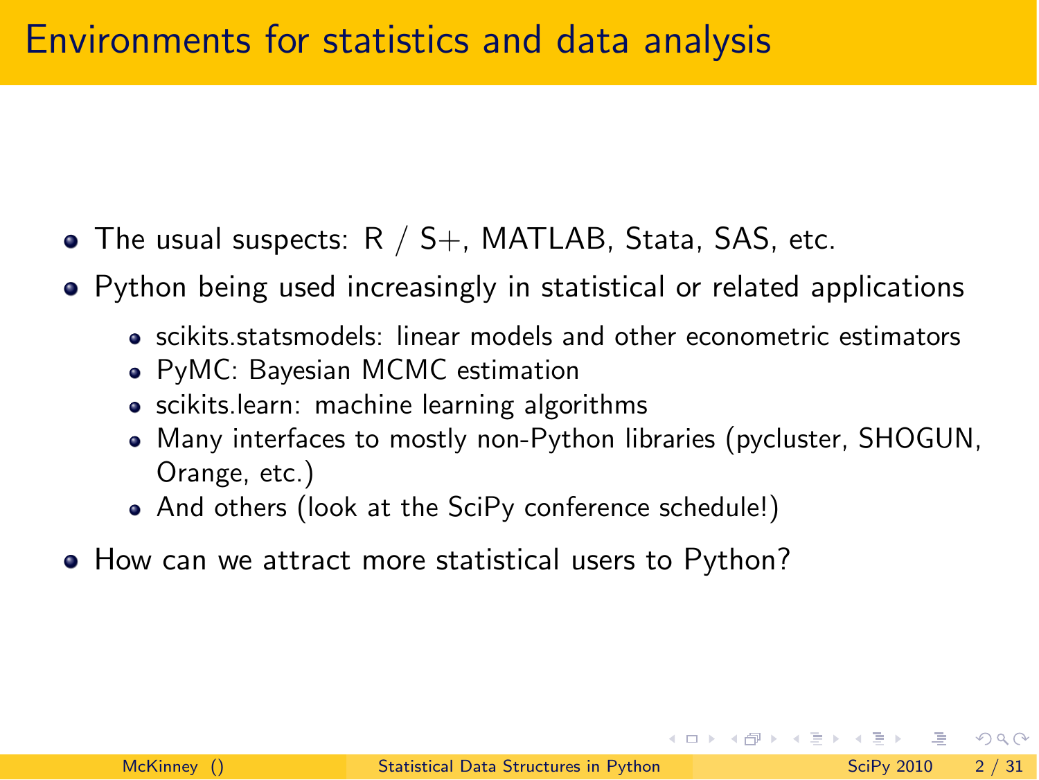# Environments for statistics and data analysis

- The usual suspects: R / S+, MATLAB, Stata, SAS, etc.
- Python being used increasingly in statistical or related applications
  - scikits.statsmodels: linear models and other econometric estimators
  - PyMC: Bayesian MCMC estimation
  - scikits.learn: machine learning algorithms
  - Many interfaces to mostly non-Python libraries (pycluster, SHOGUN, Orange, etc.)
  - And others (look at the SciPy conference schedule!)
- How can we attract more statistical users to Python?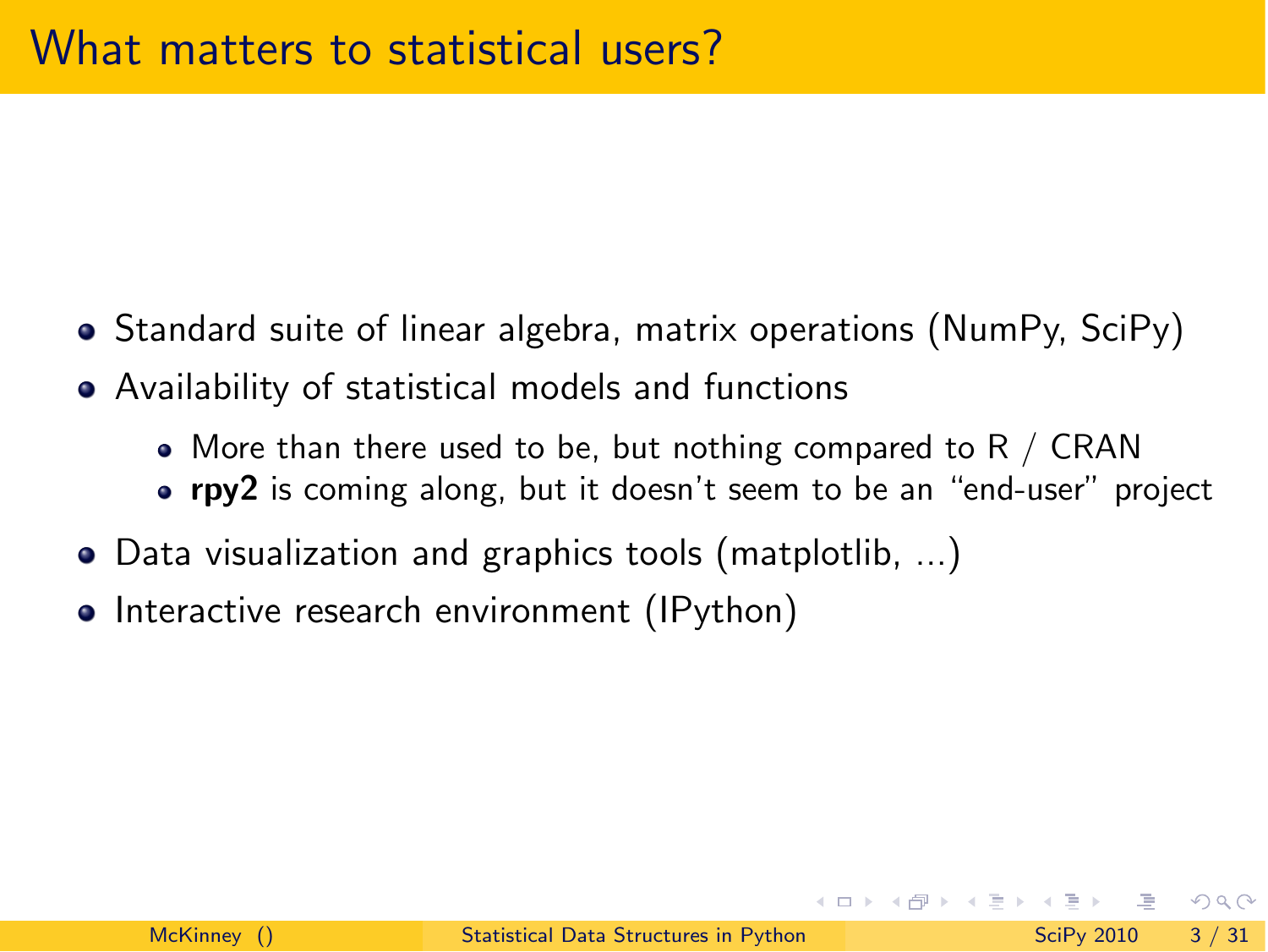# What matters to statistical users?

- Standard suite of linear algebra, matrix operations (NumPy, SciPy)
- Availability of statistical models and functions
  - More than there used to be, but nothing compared to R / CRAN
  - **rpy2** is coming along, but it doesn't seem to be an "end-user" project
- Data visualization and graphics tools (matplotlib, ...)
- Interactive research environment (IPython)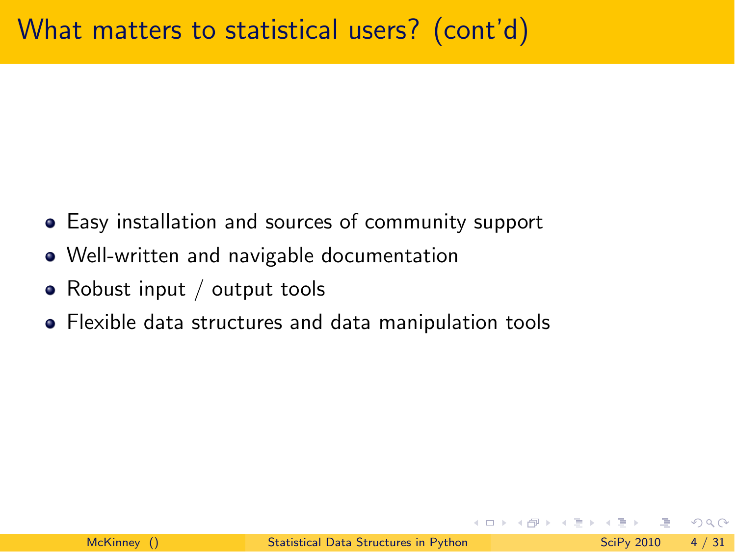# What matters to statistical users? (cont'd)

- Easy installation and sources of community support
- Well-written and navigable documentation
- Robust input / output tools
- Flexible data structures and data manipulation tools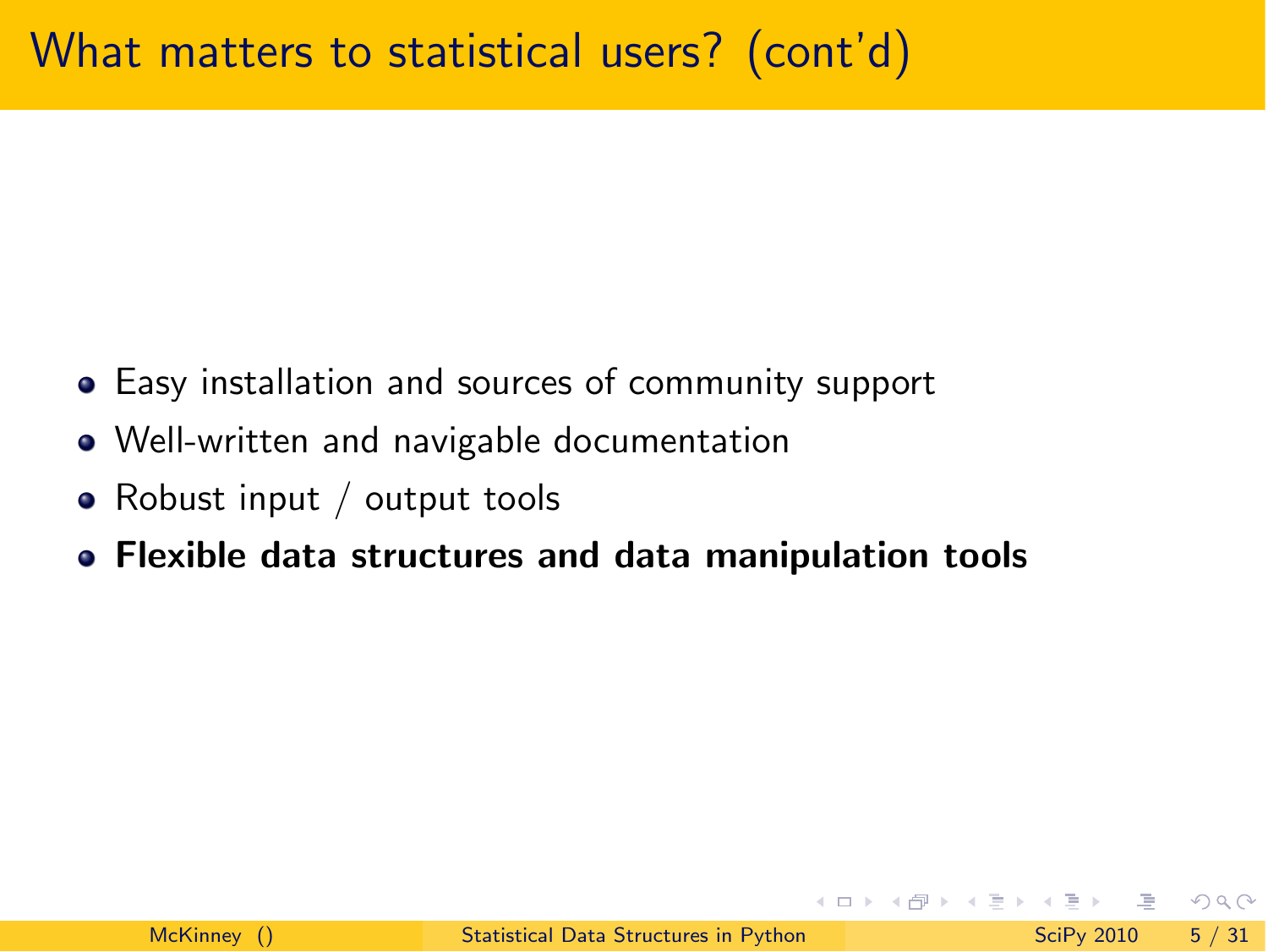# What matters to statistical users? (cont'd)

- Easy installation and sources of community support
- Well-written and navigable documentation
- Robust input / output tools
- **Flexible data structures and data manipulation tools**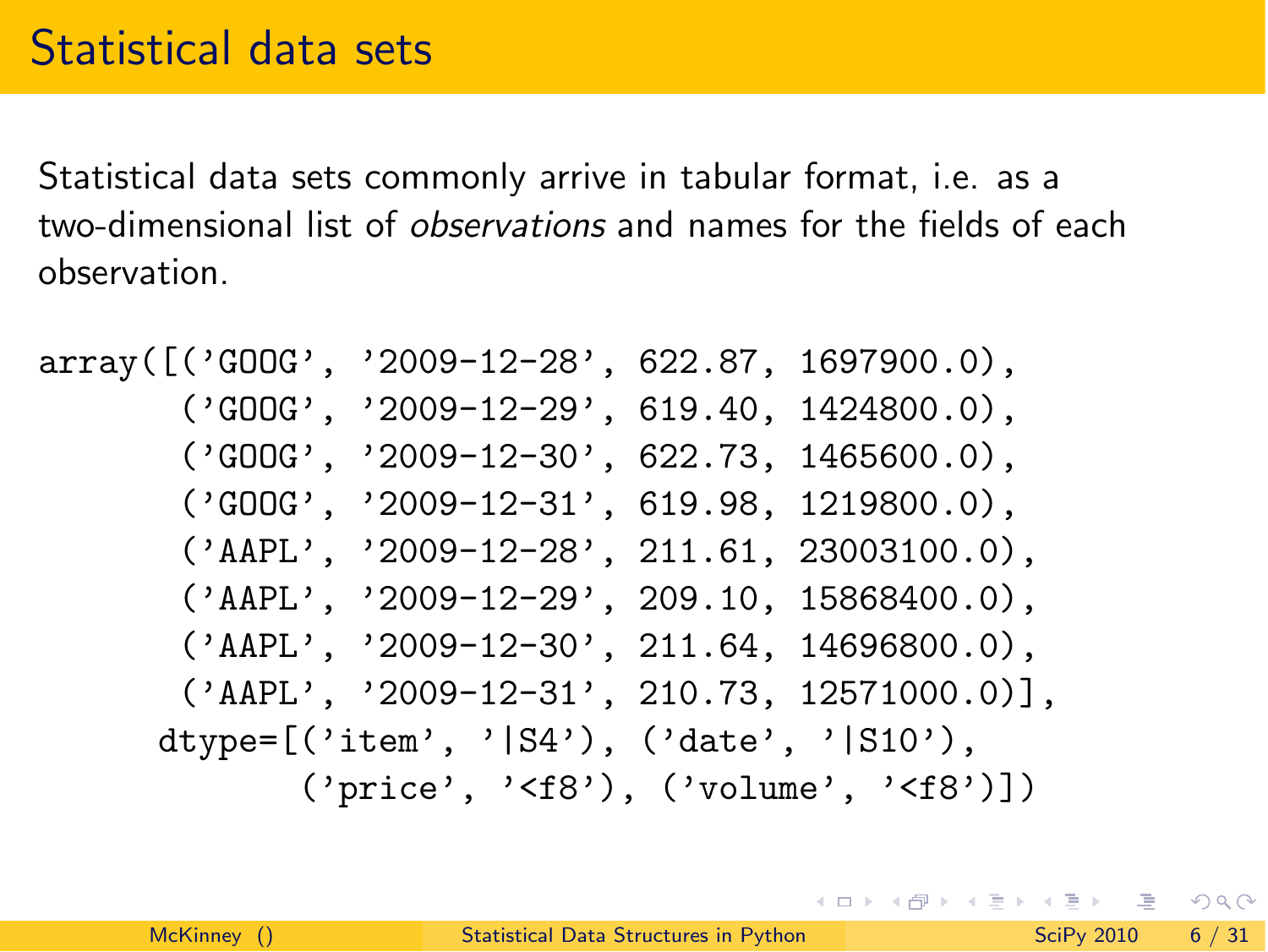# Statistical data sets

Statistical data sets commonly arrive in tabular format, i.e. as a two-dimensional list of *observations* and names for the fields of each observation.

```
array([('GOOG', '2009-12-28', 622.87, 1697900.0),
       ('GOOG', '2009-12-29', 619.40, 1424800.0),
       ('GOOG', '2009-12-30', 622.73, 1465600.0),
       ('GOOG', '2009-12-31', 619.98, 1219800.0),
       ('AAPL', '2009-12-28', 211.61, 23003100.0),
       ('AAPL', '2009-12-29', 209.10, 15868400.0),
       ('AAPL', '2009-12-30', 211.64, 14696800.0),
       ('AAPL', '2009-12-31', 210.73, 12571000.0)],
      dtype=[('item', '|S4'), ('date', '|S10'),
             ('price', '<f8'), ('volume', '<f8')])
```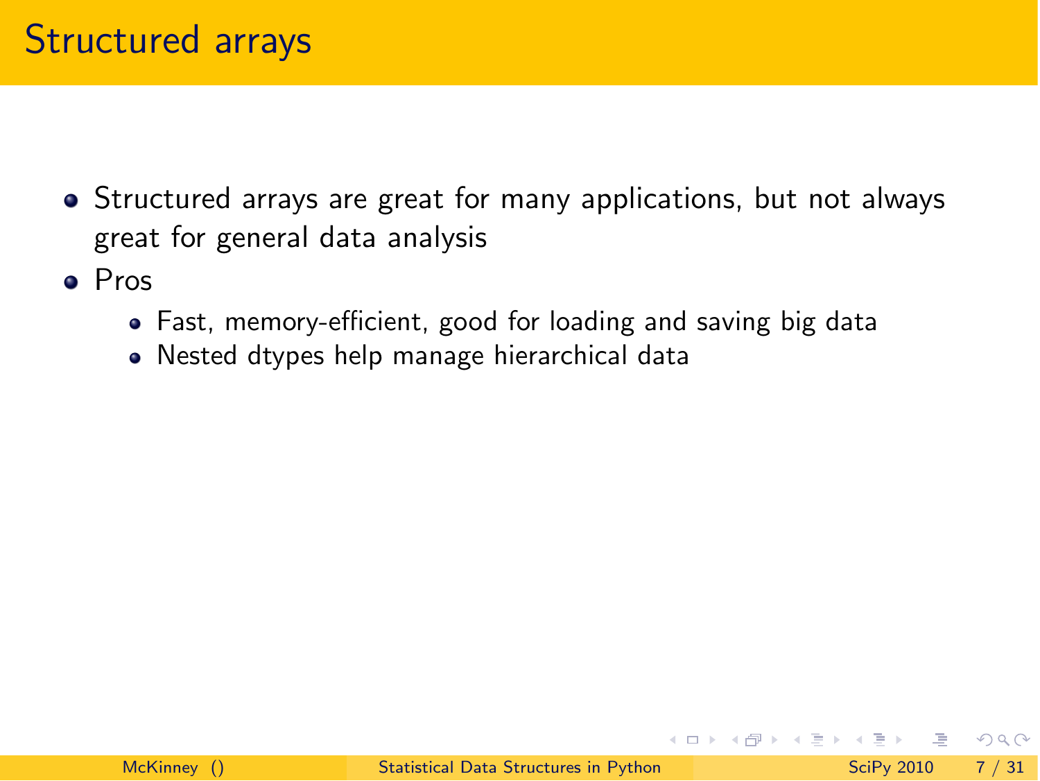# Structured arrays

- Structured arrays are great for many applications, but not always great for general data analysis
- Pros
  - Fast, memory-efficient, good for loading and saving big data
  - Nested dtypes help manage hierarchical data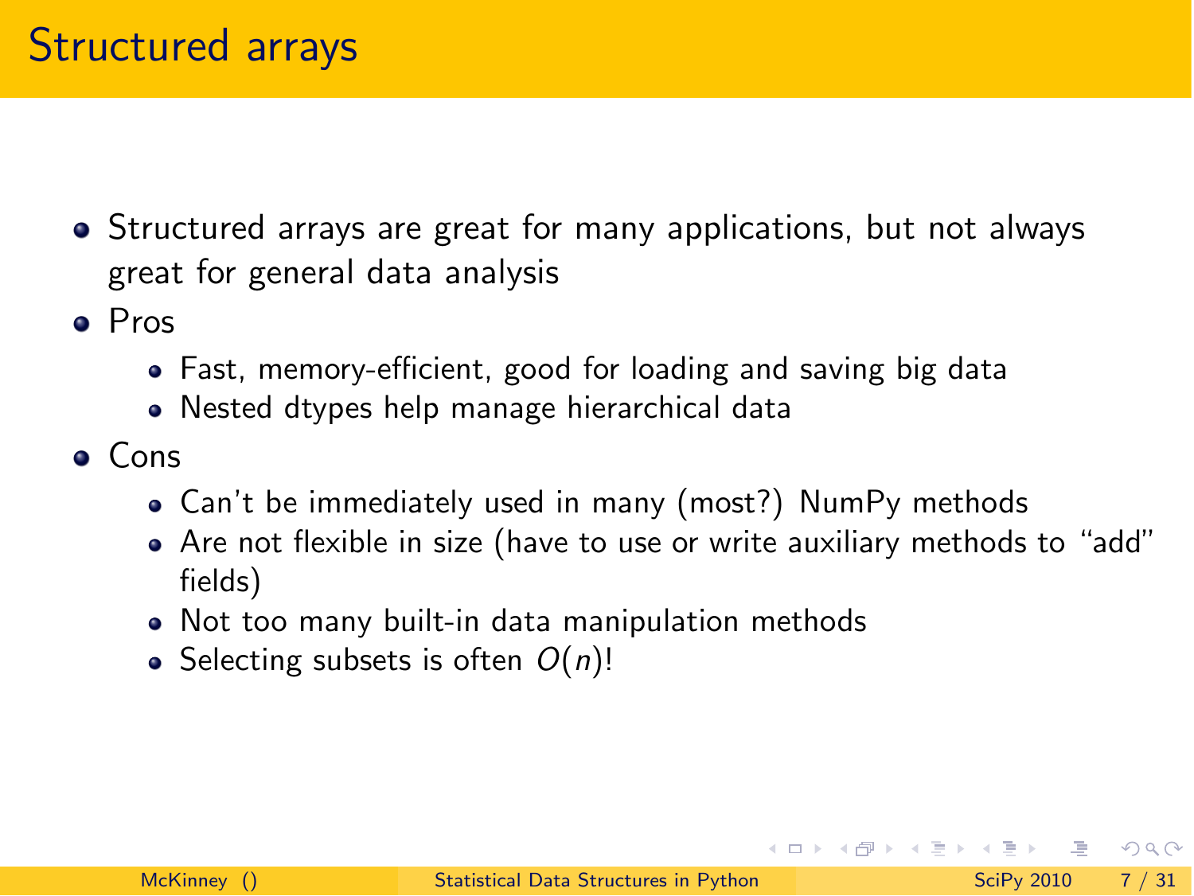# Structured arrays

- Structured arrays are great for many applications, but not always great for general data analysis
- Pros
  - Fast, memory-efficient, good for loading and saving big data
  - Nested dtypes help manage hierarchical data
- Cons
  - Can't be immediately used in many (most?) NumPy methods
  - Are not flexible in size (have to use or write auxiliary methods to "add" fields)
  - Not too many built-in data manipulation methods
  - Selecting subsets is often $O(n)$!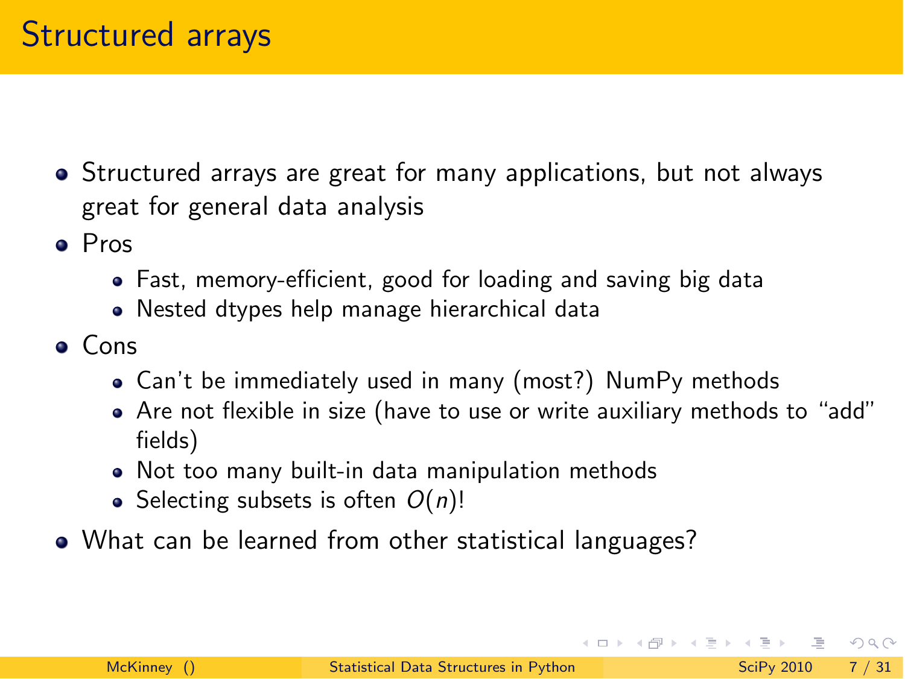# Structured arrays

- Structured arrays are great for many applications, but not always great for general data analysis
- Pros
  - Fast, memory-efficient, good for loading and saving big data
  - Nested dtypes help manage hierarchical data
- Cons
  - Can't be immediately used in many (most?) NumPy methods
  - Are not flexible in size (have to use or write auxiliary methods to "add" fields)
  - Not too many built-in data manipulation methods
  - Selecting subsets is often $O(n)$!
- What can be learned from other statistical languages?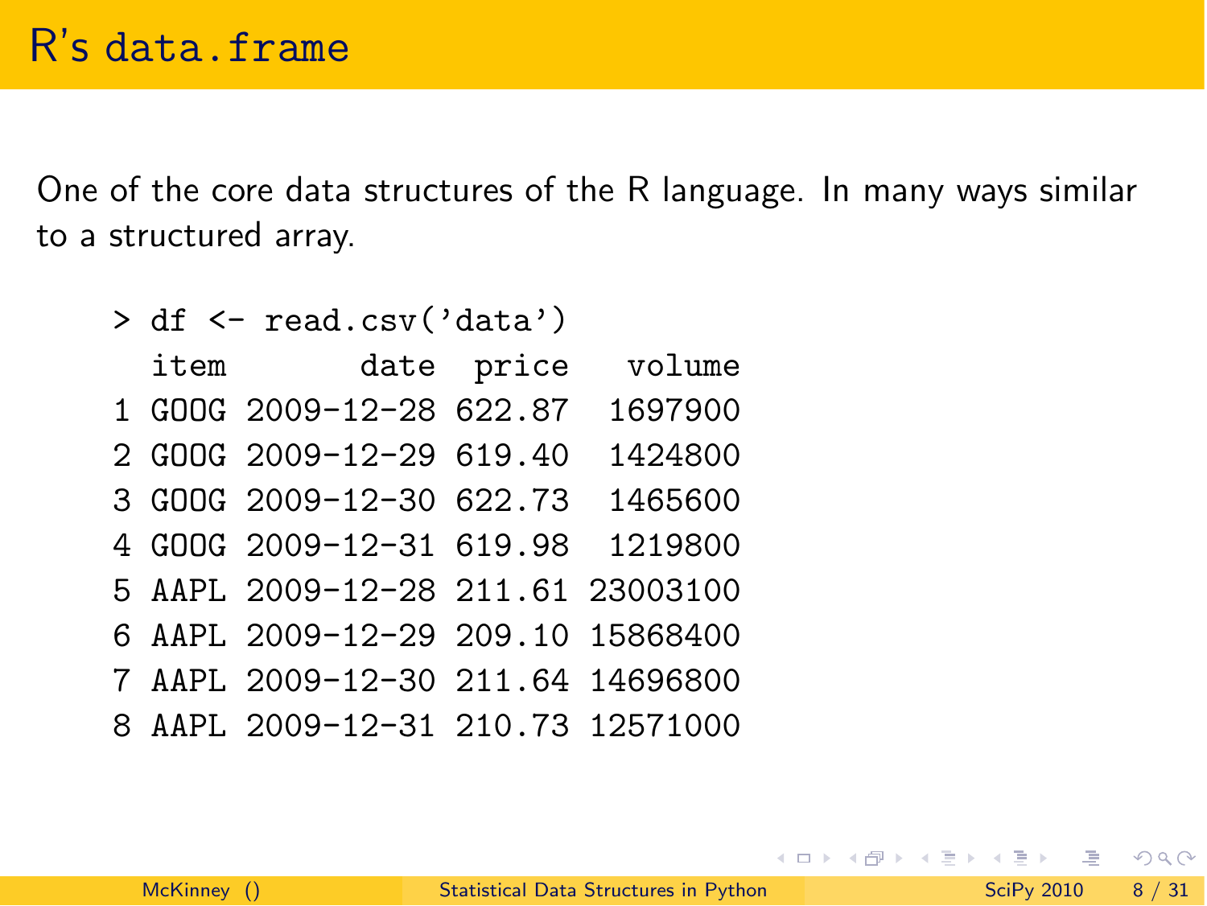# R's data.frame

One of the core data structures of the R language. In many ways similar to a structured array.

```
> df <- read.csv('data')
  item       date  price   volume
1 GOOG 2009-12-28 622.87  1697900
2 GOOG 2009-12-29 619.40  1424800
3 GOOG 2009-12-30 622.73  1465600
4 GOOG 2009-12-31 619.98  1219800
5 AAPL 2009-12-28 211.61 23003100
6 AAPL 2009-12-29 209.10 15868400
7 AAPL 2009-12-30 211.64 14696800
8 AAPL 2009-12-31 210.73 12571000
```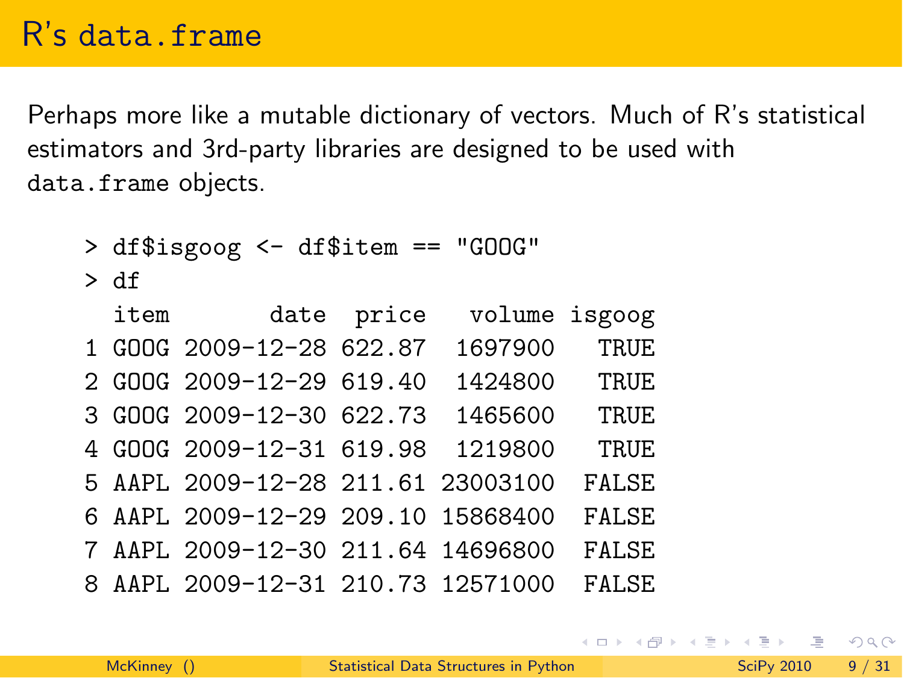# R's `data.frame`

Perhaps more like a mutable dictionary of vectors. Much of R's statistical estimators and 3rd-party libraries are designed to be used with `data.frame` objects.

```
> df$isgoog <- df$item == "GOOG"
> df
  item       date  price   volume isgoog
1 GOOG 2009-12-28 622.87  1697900   TRUE
2 GOOG 2009-12-29 619.40  1424800   TRUE
3 GOOG 2009-12-30 622.73  1465600   TRUE
4 GOOG 2009-12-31 619.98  1219800   TRUE
5 AAPL 2009-12-28 211.61 23003100  FALSE
6 AAPL 2009-12-29 209.10 15868400  FALSE
7 AAPL 2009-12-30 211.64 14696800  FALSE
8 AAPL 2009-12-31 210.73 12571000  FALSE
```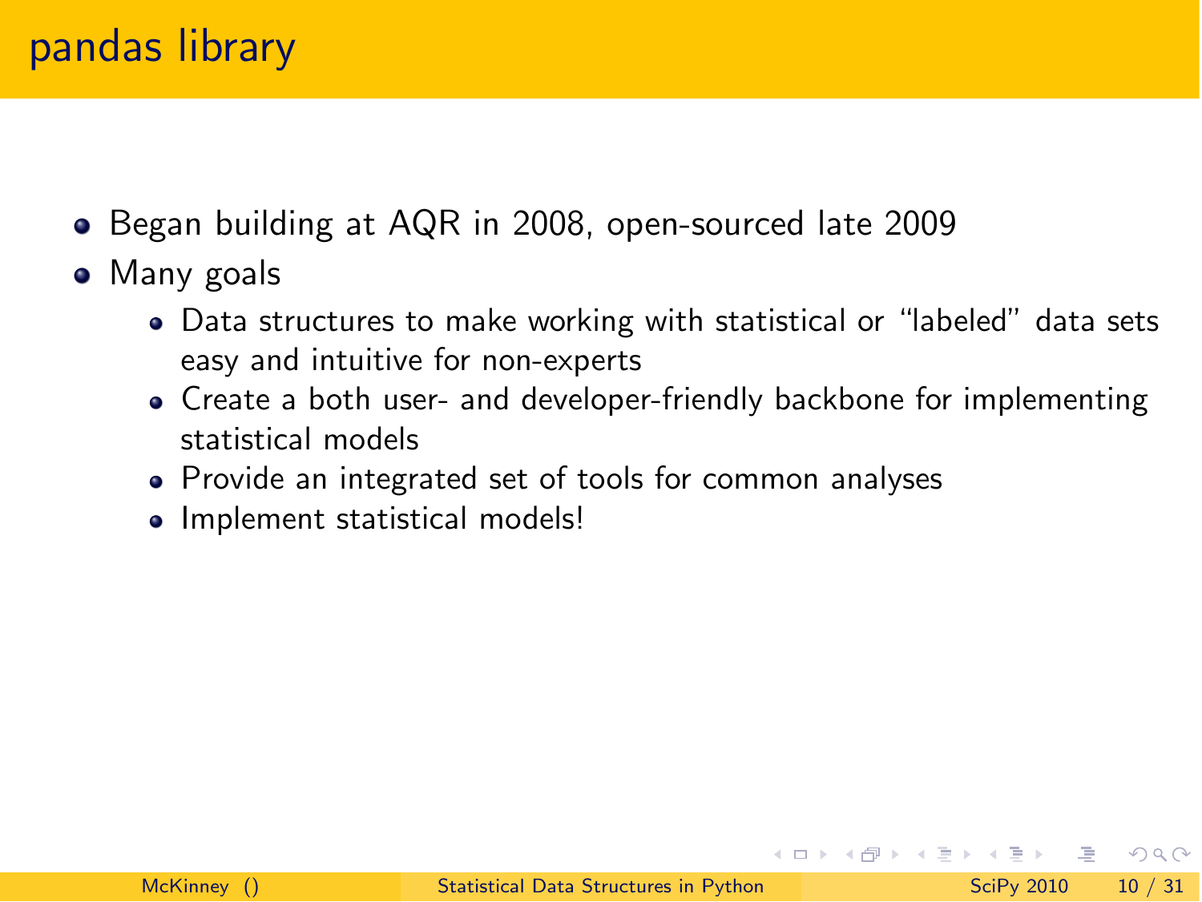# pandas library

- Began building at AQR in 2008, open-sourced late 2009
- Many goals
  - Data structures to make working with statistical or "labeled" data sets easy and intuitive for non-experts
  - Create a both user- and developer-friendly backbone for implementing statistical models
  - Provide an integrated set of tools for common analyses
  - Implement statistical models!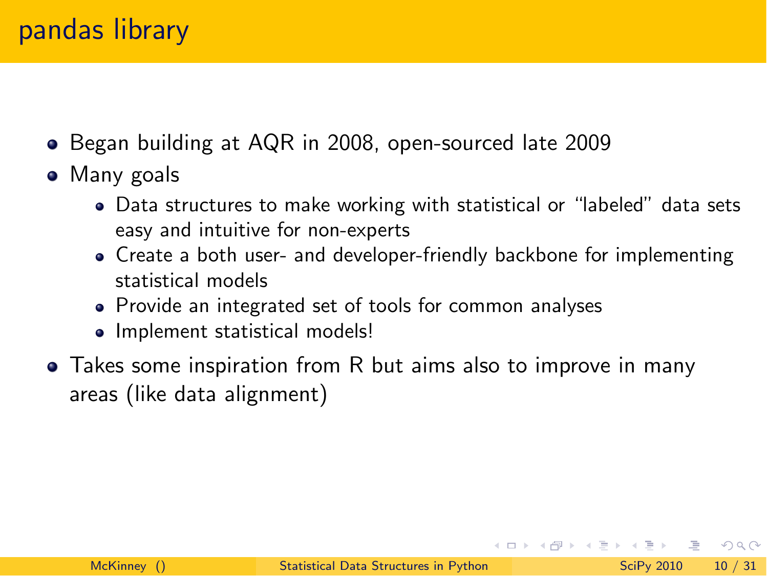# pandas library

- Began building at AQR in 2008, open-sourced late 2009
- Many goals
  - Data structures to make working with statistical or “labeled” data sets easy and intuitive for non-experts
  - Create a both user- and developer-friendly backbone for implementing statistical models
  - Provide an integrated set of tools for common analyses
  - Implement statistical models!
- Takes some inspiration from R but aims also to improve in many areas (like data alignment)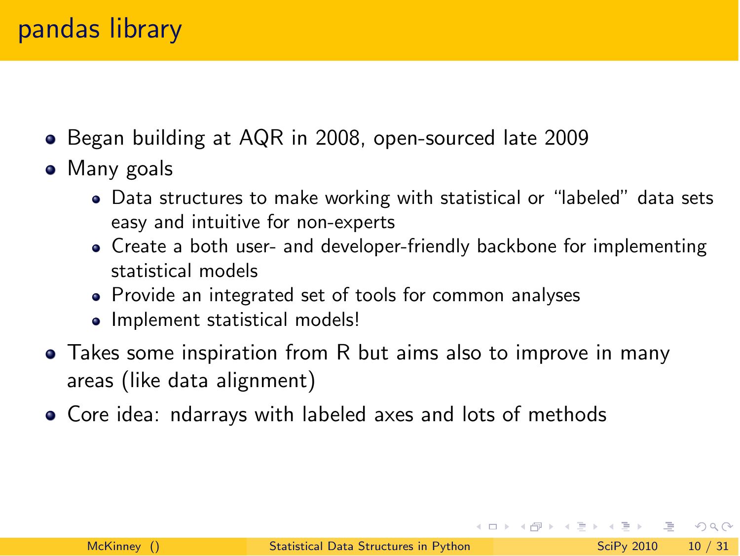# pandas library

- Began building at AQR in 2008, open-sourced late 2009
- Many goals
  - Data structures to make working with statistical or "labeled" data sets easy and intuitive for non-experts
  - Create a both user- and developer-friendly backbone for implementing statistical models
  - Provide an integrated set of tools for common analyses
  - Implement statistical models!
- Takes some inspiration from R but aims also to improve in many areas (like data alignment)
- Core idea: ndarrays with labeled axes and lots of methods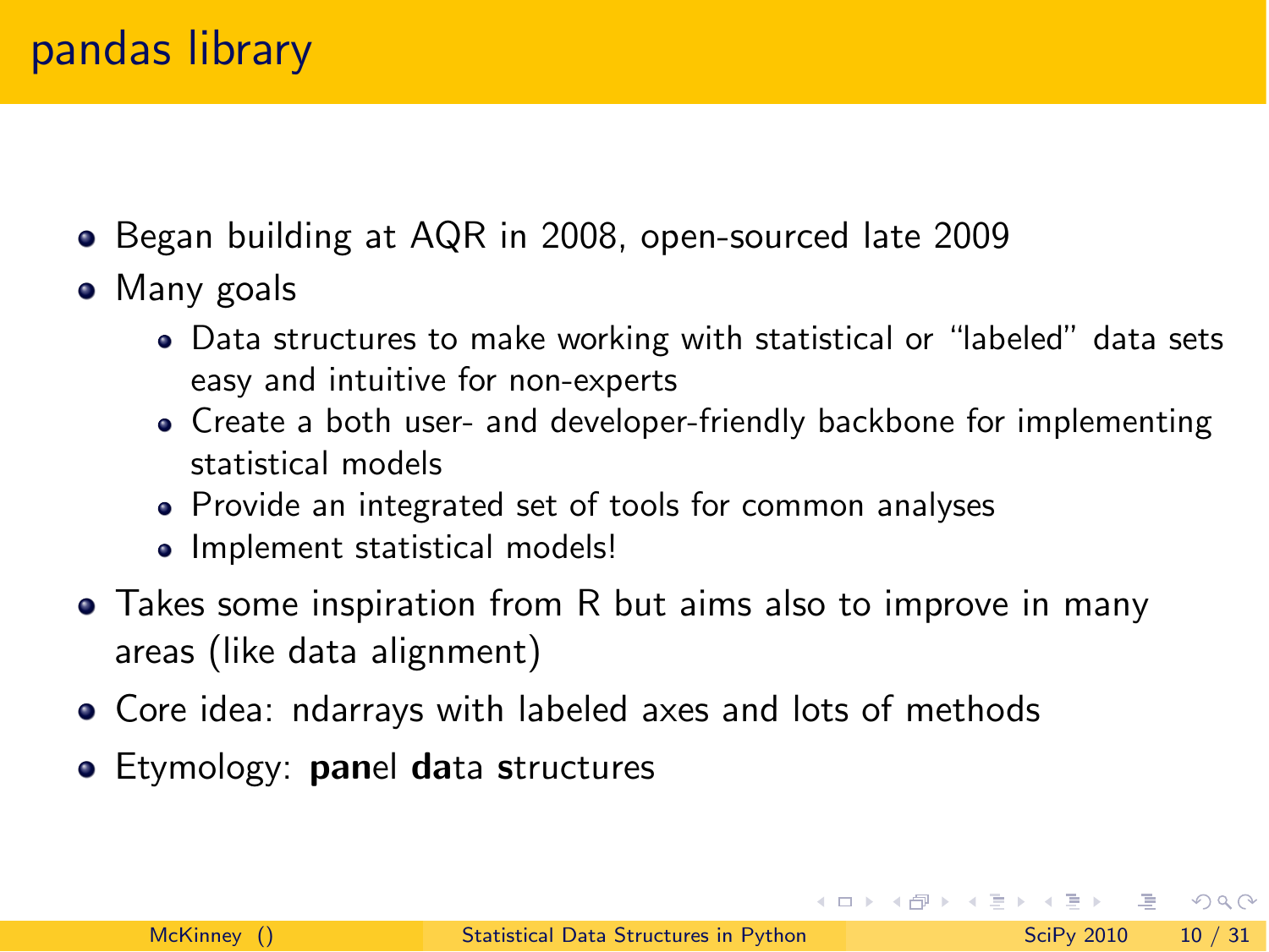# pandas library

- Began building at AQR in 2008, open-sourced late 2009
- Many goals
  - Data structures to make working with statistical or “labeled” data sets easy and intuitive for non-experts
  - Create a both user- and developer-friendly backbone for implementing statistical models
  - Provide an integrated set of tools for common analyses
  - Implement statistical models!
- Takes some inspiration from R but aims also to improve in many areas (like data alignment)
- Core idea: ndarrays with labeled axes and lots of methods
- Etymology: **pan**el **da**ta **s**tructures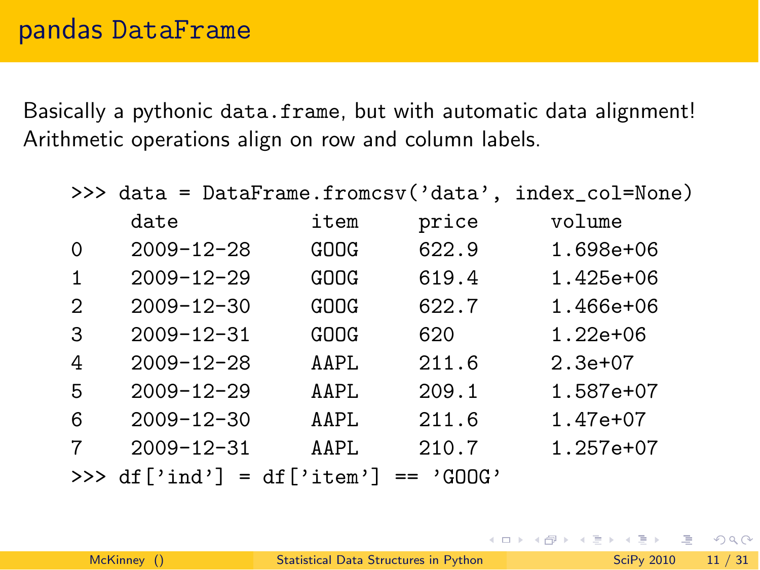## pandas DataFrame

Basically a pythonic data.frame, but with automatic data alignment! Arithmetic operations align on row and column labels.

```
>>> data = DataFrame.fromcsv('data', index_col=None)
     date          item    price    volume
0    2009-12-28    GOOG    622.9    1.698e+06
1    2009-12-29    GOOG    619.4    1.425e+06
2    2009-12-30    GOOG    622.7    1.466e+06
3    2009-12-31    GOOG    620      1.22e+06
4    2009-12-28    AAPL    211.6    2.3e+07
5    2009-12-29    AAPL    209.1    1.587e+07
6    2009-12-30    AAPL    211.6    1.47e+07
7    2009-12-31    AAPL    210.7    1.257e+07
>>> df['ind'] = df['item'] == 'GOOG'
```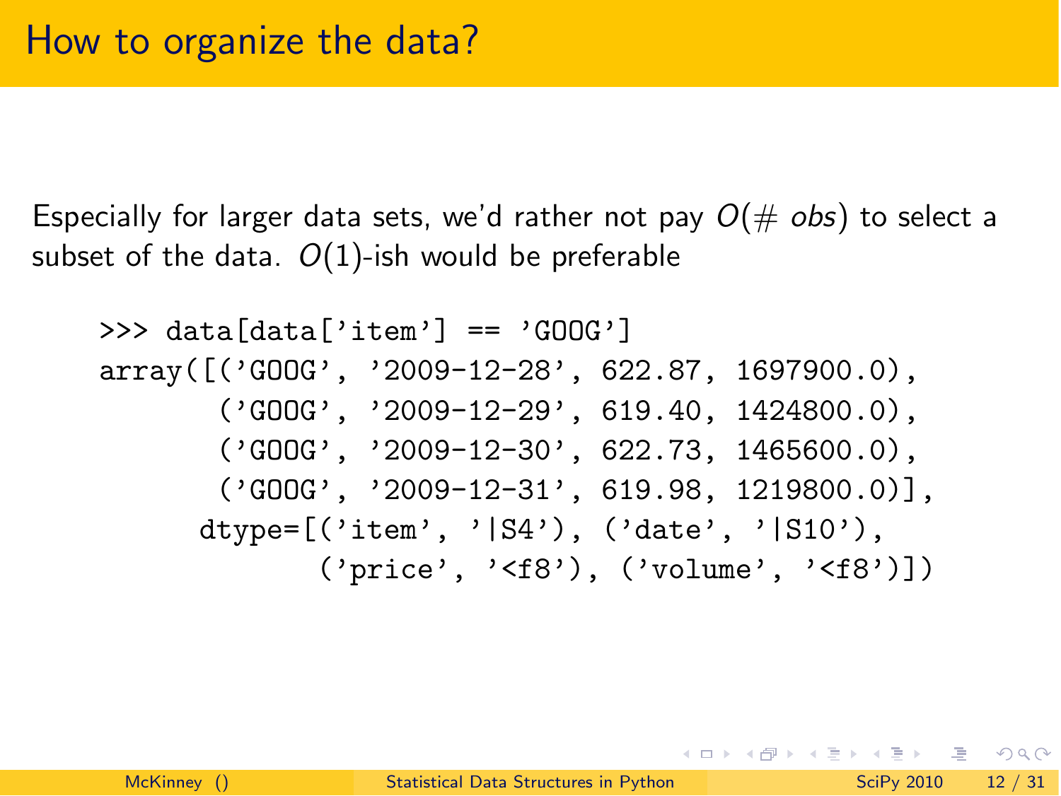# How to organize the data?

Especially for larger data sets, we'd rather not pay $O(\# \ obs)$ to select a subset of the data. $O(1)$-ish would be preferable

```
>>> data[data['item'] == 'GOOG']
array([('GOOG', '2009-12-28', 622.87, 1697900.0),
       ('GOOG', '2009-12-29', 619.40, 1424800.0),
       ('GOOG', '2009-12-30', 622.73, 1465600.0),
       ('GOOG', '2009-12-31', 619.98, 1219800.0)],
      dtype=[('item', '|S4'), ('date', '|S10'),
             ('price', '<f8'), ('volume', '<f8')])
```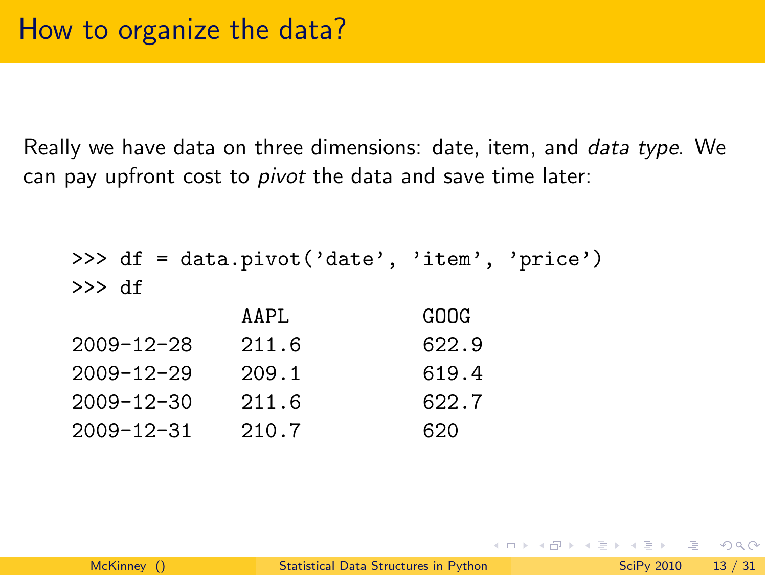# How to organize the data?

Really we have data on three dimensions: date, item, and *data type*. We can pay upfront cost to *pivot* the data and save time later:

```
>>> df = data.pivot('date', 'item', 'price')
>>> df
              AAPL          GOOG
2009-12-28    211.6         622.9
2009-12-29    209.1         619.4
2009-12-30    211.6         622.7
2009-12-31    210.7         620
```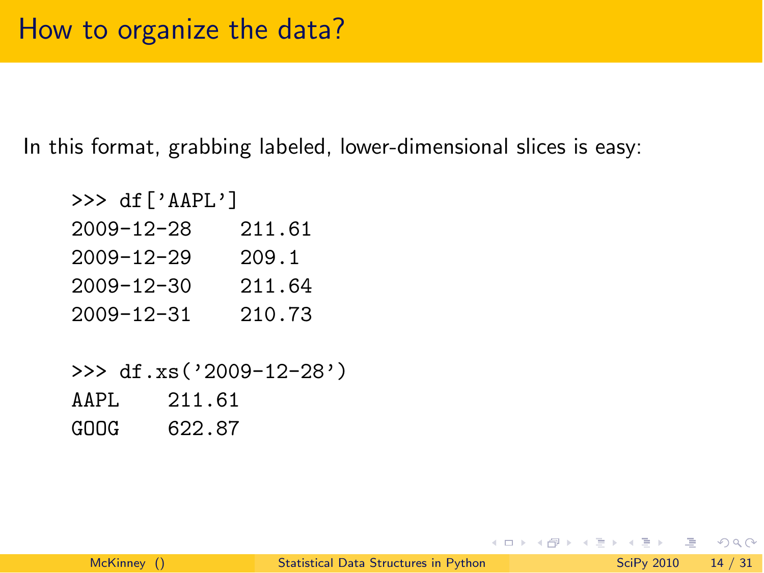# How to organize the data?

In this format, grabbing labeled, lower-dimensional slices is easy:

```
>>> df['AAPL']
2009-12-28    211.61
2009-12-29    209.1
2009-12-30    211.64
2009-12-31    210.73

>>> df.xs('2009-12-28')
AAPL    211.61
GOOG    622.87
```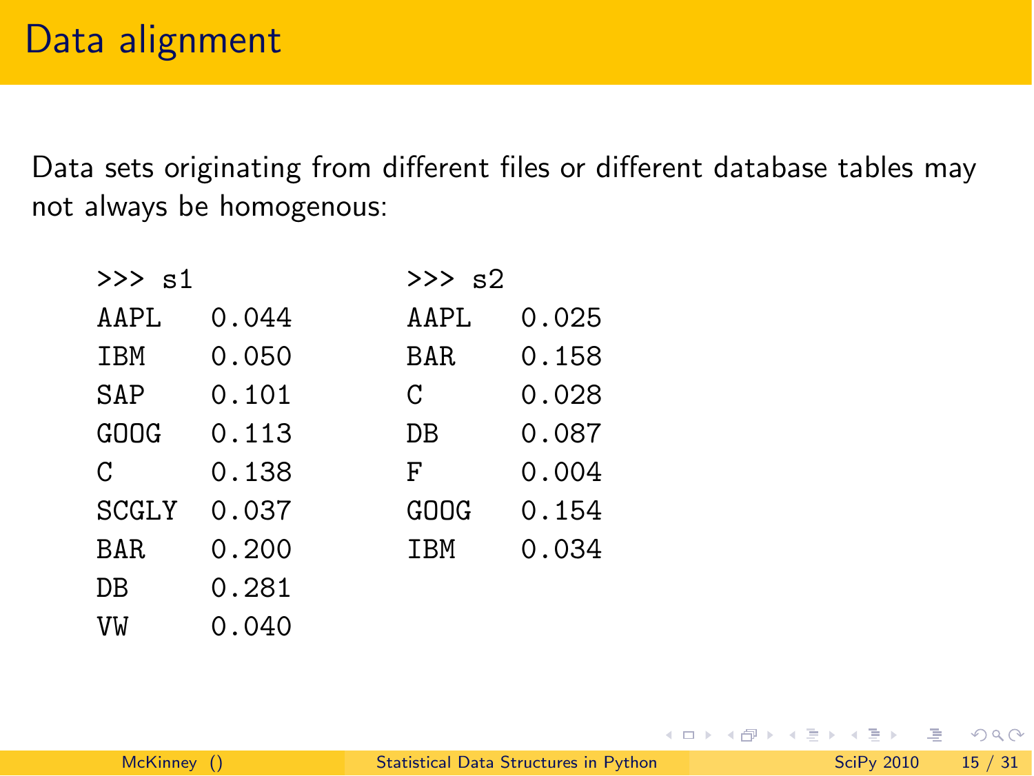# Data alignment

Data sets originating from different files or different database tables may not always be homogenous:

```
>>> s1
AAPL    0.044
IBM     0.050
SAP     0.101
GOOG    0.113
C       0.138
SCGLY   0.037
BAR     0.200
DB      0.281
VW      0.040
```

```
>>> s2
AAPL    0.025
BAR     0.158
C       0.028
DB      0.087
F       0.004
GOOG    0.154
IBM     0.034
```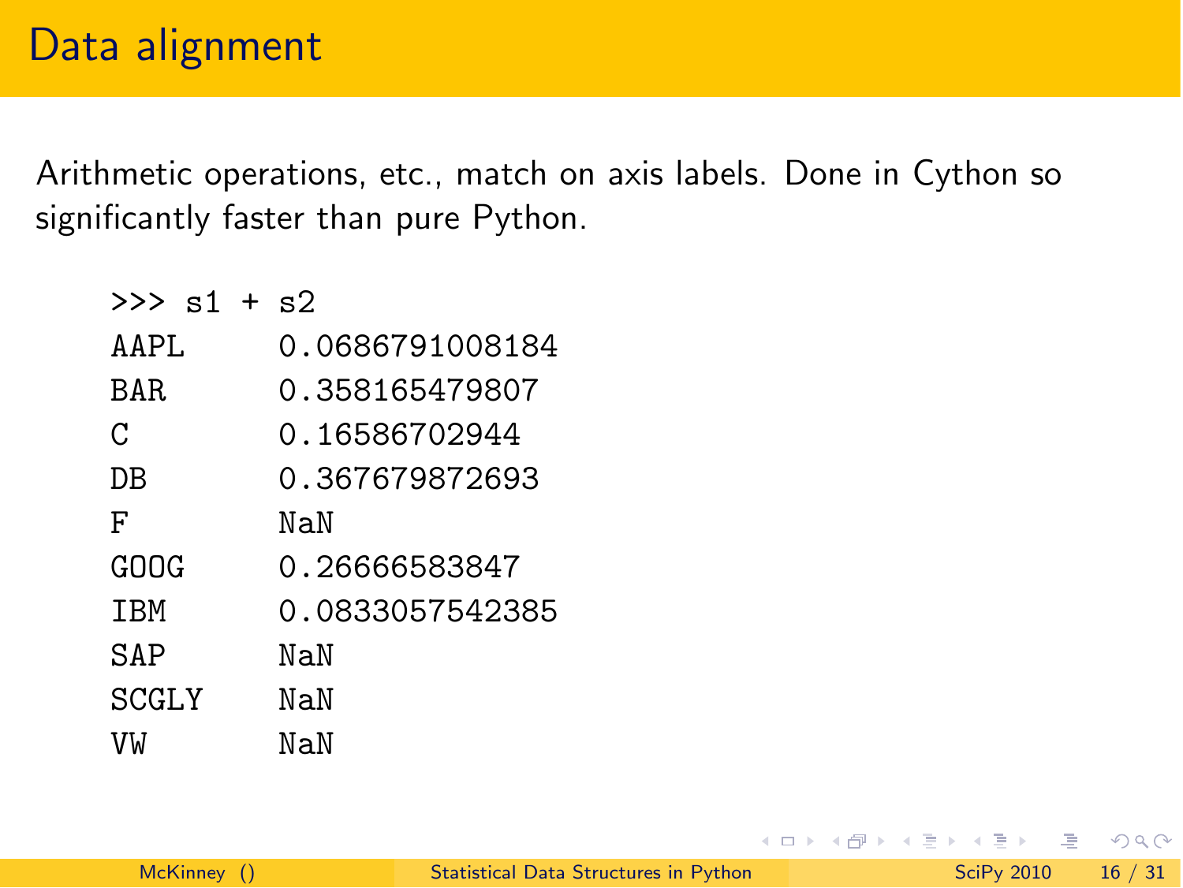# Data alignment

Arithmetic operations, etc., match on axis labels. Done in Cython so significantly faster than pure Python.

```
>>> s1 + s2
AAPL     0.0686791008184
BAR      0.358165479807
C        0.16586702944
DB       0.367679872693
F        NaN
GOOG     0.26666583847
IBM      0.0833057542385
SAP      NaN
SCGLY    NaN
VW       NaN
```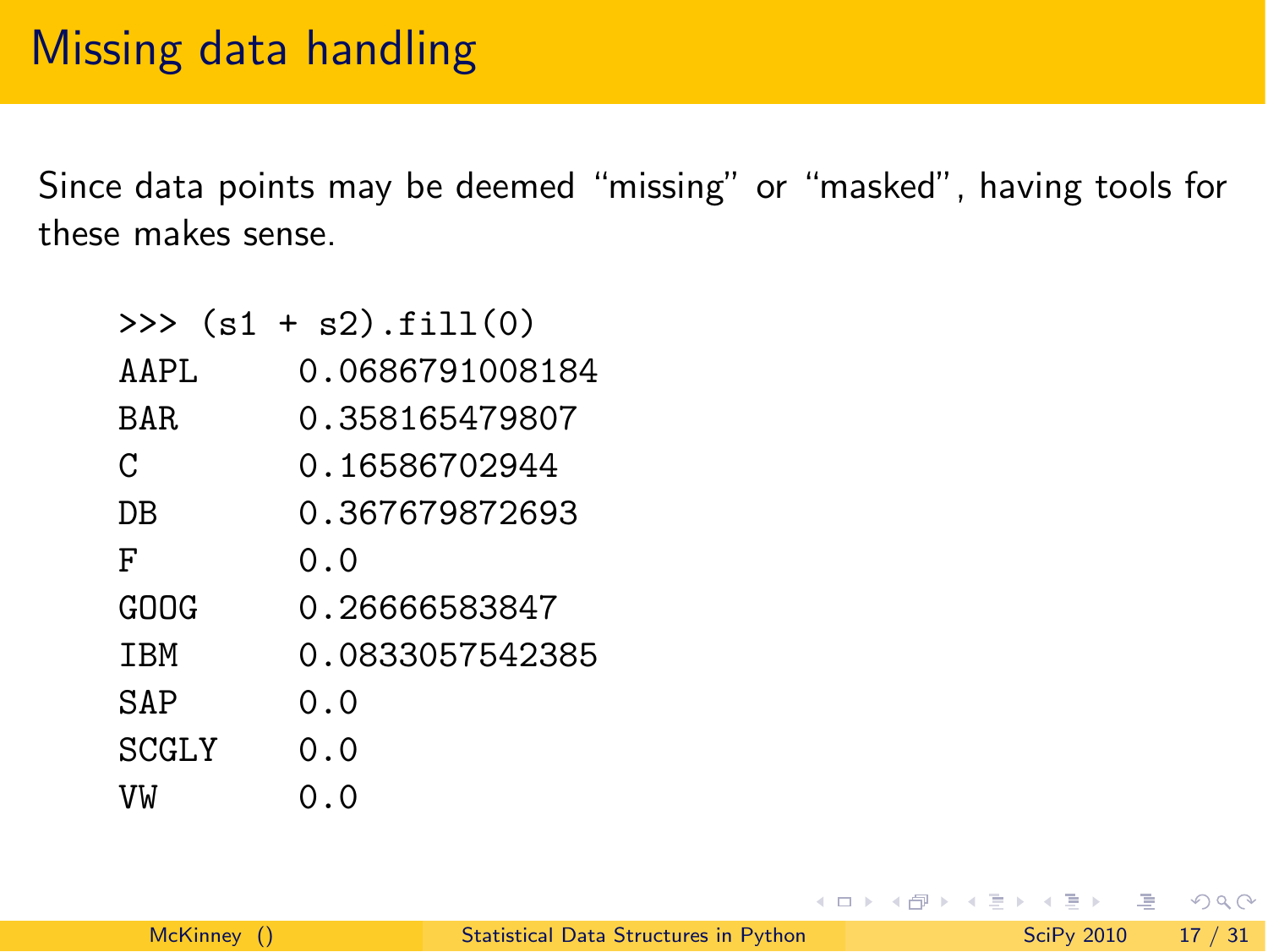# Missing data handling

Since data points may be deemed "missing" or "masked", having tools for these makes sense.

```
>>> (s1 + s2).fill(0)
AAPL     0.0686791008184
BAR      0.358165479807
C        0.16586702944
DB       0.367679872693
F        0.0
GOOG     0.26666583847
IBM      0.0833057542385
SAP      0.0
SCGLY    0.0
VW       0.0
```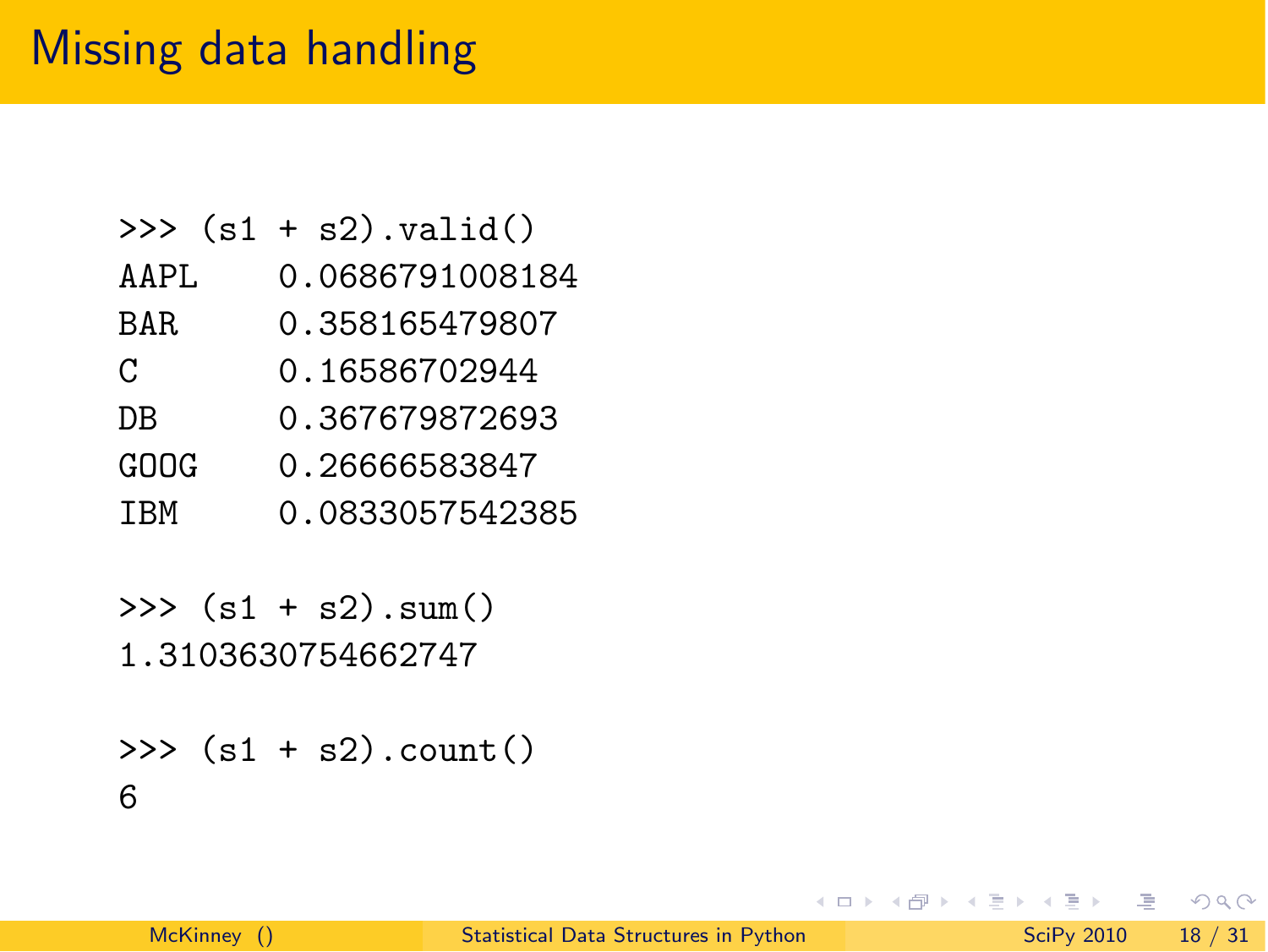# Missing data handling

```
>>> (s1 + s2).valid()
AAPL    0.0686791008184
BAR     0.358165479807
C       0.16586702944
DB      0.367679872693
GOOG    0.26666583847
IBM     0.0833057542385

>>> (s1 + s2).sum()
1.3103630754662747

>>> (s1 + s2).count()
6
```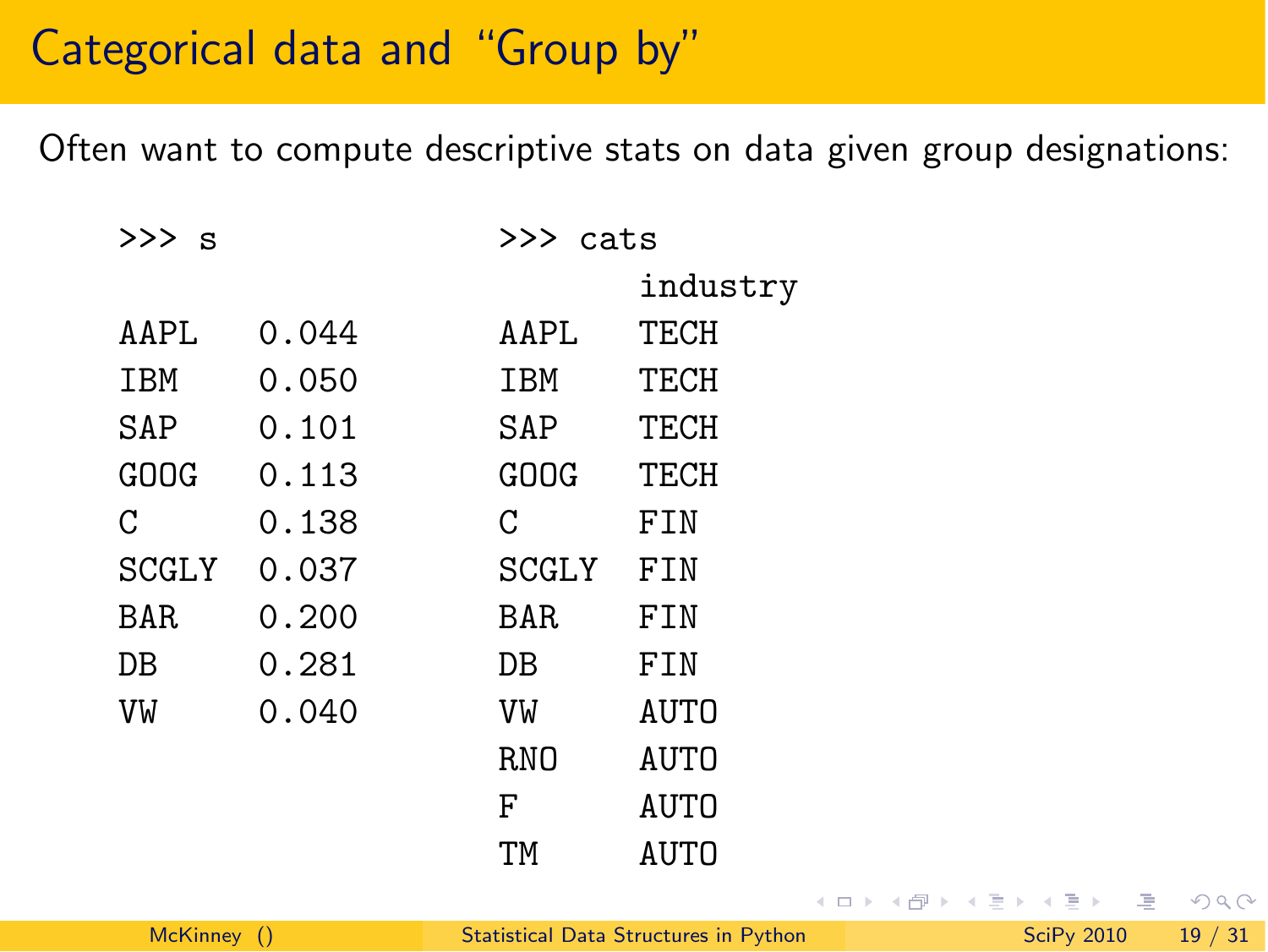# Categorical data and "Group by"

Often want to compute descriptive stats on data given group designations:

```
>>> s

AAPL     0.044
IBM      0.050
SAP      0.101
GOOG     0.113
C        0.138
SCGLY    0.037
BAR      0.200
DB       0.281
VW       0.040
```

```
>>> cats
         industry
AAPL     TECH
IBM      TECH
SAP      TECH
GOOG     TECH
C        FIN
SCGLY    FIN
BAR      FIN
DB       FIN
VW       AUTO
RNO      AUTO
F        AUTO
TM       AUTO
```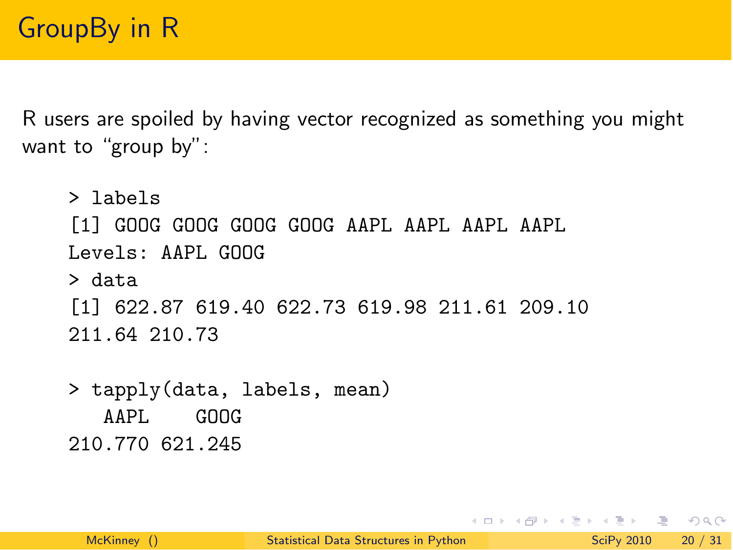# GroupBy in R

R users are spoiled by having vector recognized as something you might want to "group by":

```
> labels
[1] GOOG GOOG GOOG GOOG AAPL AAPL AAPL AAPL
Levels: AAPL GOOG
> data
[1] 622.87 619.40 622.73 619.98 211.61 209.10
211.64 210.73

> tapply(data, labels, mean)
   AAPL    GOOG
210.770 621.245
```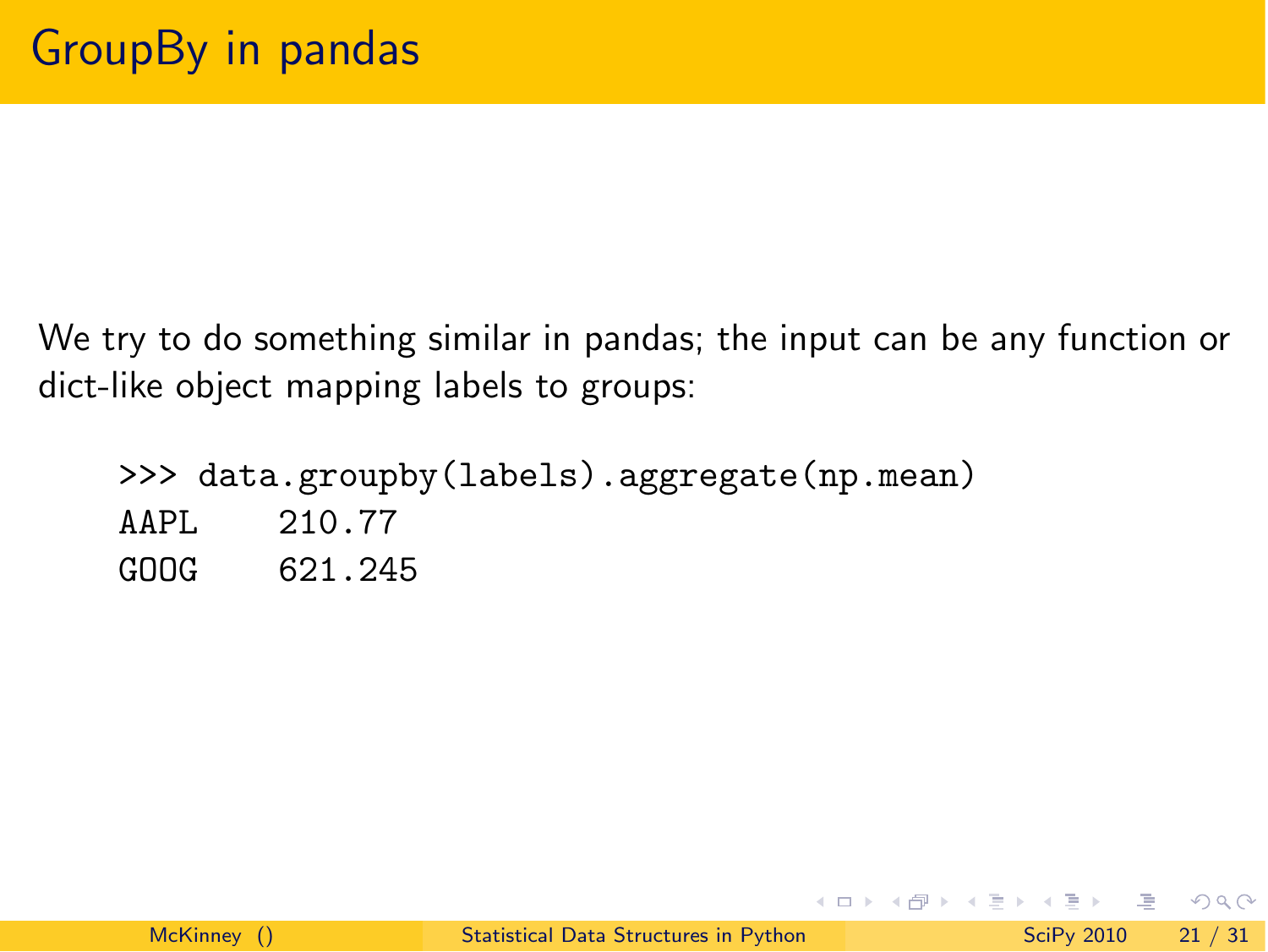# GroupBy in pandas

We try to do something similar in pandas; the input can be any function or dict-like object mapping labels to groups:

```
>>> data.groupby(labels).aggregate(np.mean)
AAPL    210.77
GOOG    621.245
```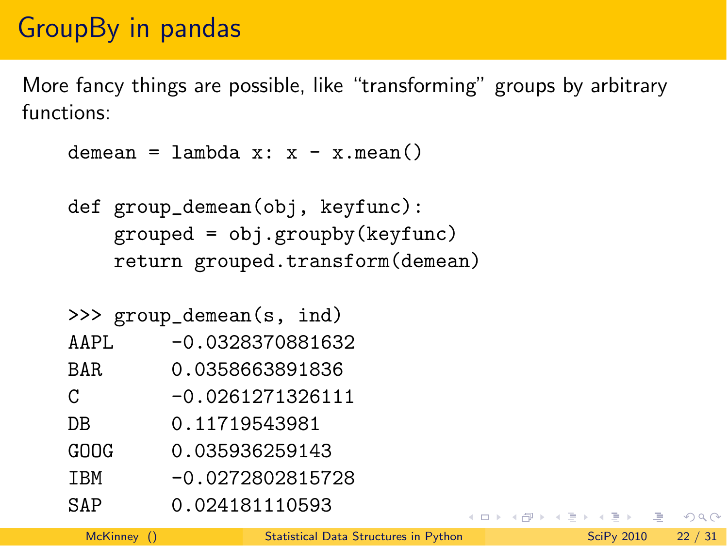## GroupBy in pandas

More fancy things are possible, like "transforming" groups by arbitrary functions:

```
demean = lambda x: x - x.mean()

def group_demean(obj, keyfunc):
    grouped = obj.groupby(keyfunc)
    return grouped.transform(demean)

>>> group_demean(s, ind)
AAPL     -0.0328370881632
BAR      0.0358663891836
C        -0.0261271326111
DB       0.11719543981
GOOG     0.035936259143
IBM      -0.0272802815728
SAP      0.024181110593
```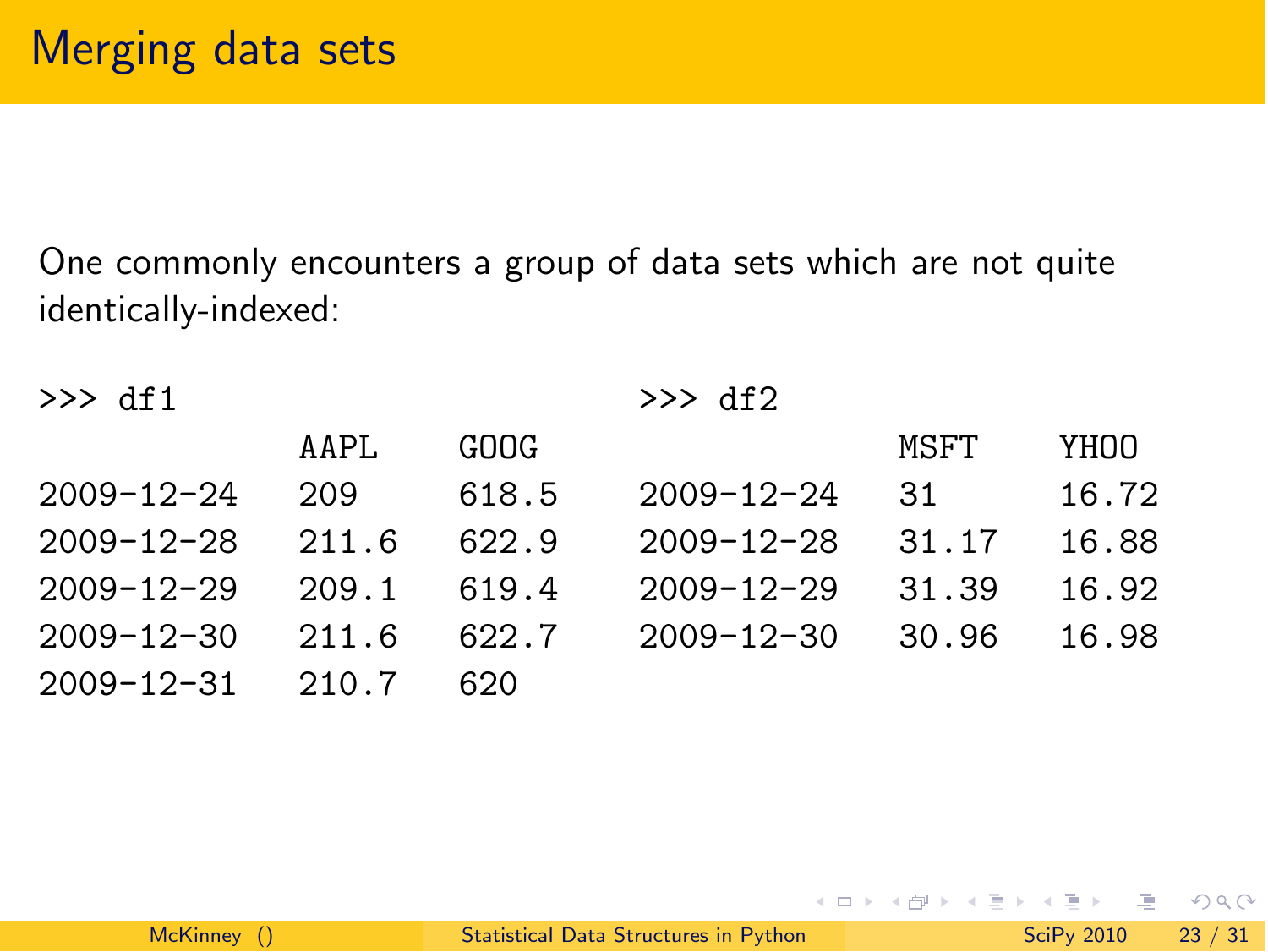# Merging data sets

One commonly encounters a group of data sets which are not quite identically-indexed:

```
>>> df1
              AAPL    GOOG
2009-12-24    209     618.5
2009-12-28    211.6   622.9
2009-12-29    209.1   619.4
2009-12-30    211.6   622.7
2009-12-31    210.7   620
```

```
>>> df2
              MSFT    YHOO
2009-12-24    31      16.72
2009-12-28    31.17   16.88
2009-12-29    31.39   16.92
2009-12-30    30.96   16.98
```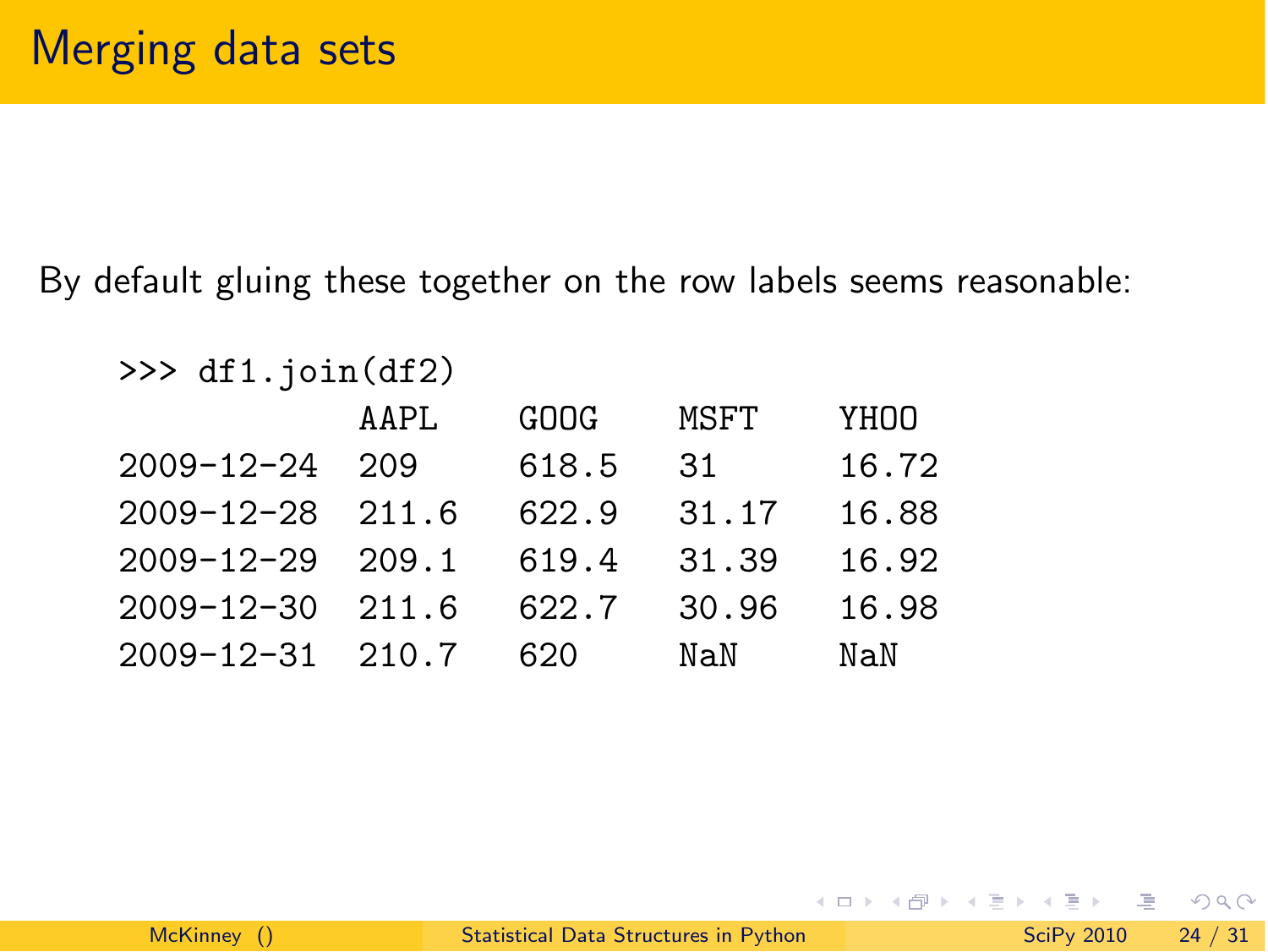# Merging data sets

By default gluing these together on the row labels seems reasonable:

```
>>> df1.join(df2)
             AAPL    GOOG    MSFT    YHOO
2009-12-24   209     618.5   31      16.72
2009-12-28   211.6   622.9   31.17   16.88
2009-12-29   209.1   619.4   31.39   16.92
2009-12-30   211.6   622.7   30.96   16.98
2009-12-31   210.7   620     NaN     NaN
```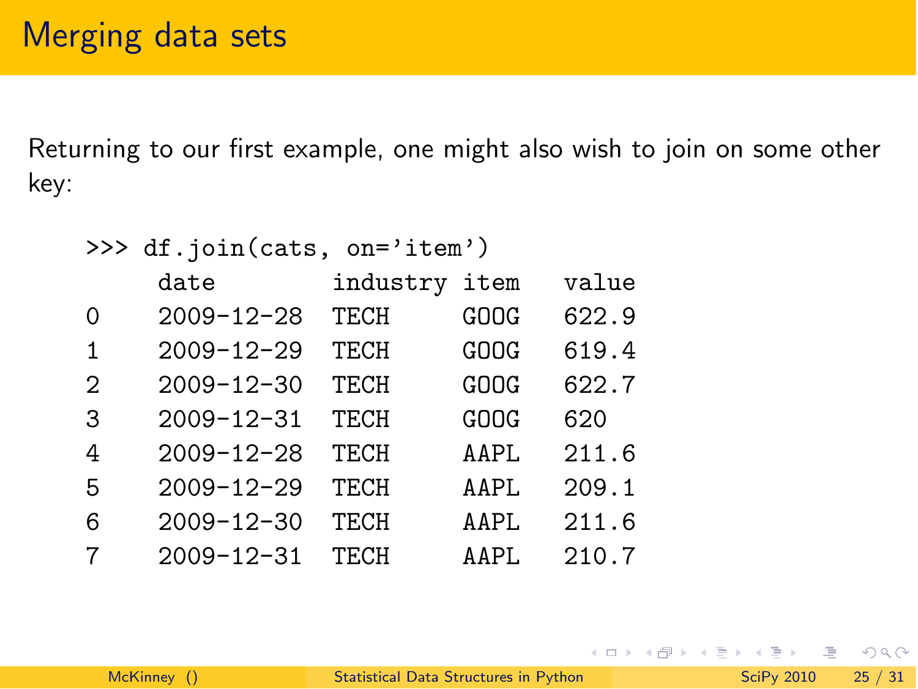# Merging data sets

Returning to our first example, one might also wish to join on some other key:

```
>>> df.join(cats, on='item')
     date         industry item   value
0    2009-12-28   TECH     GOOG   622.9
1    2009-12-29   TECH     GOOG   619.4
2    2009-12-30   TECH     GOOG   622.7
3    2009-12-31   TECH     GOOG   620
4    2009-12-28   TECH     AAPL   211.6
5    2009-12-29   TECH     AAPL   209.1
6    2009-12-30   TECH     AAPL   211.6
7    2009-12-31   TECH     AAPL   210.7
```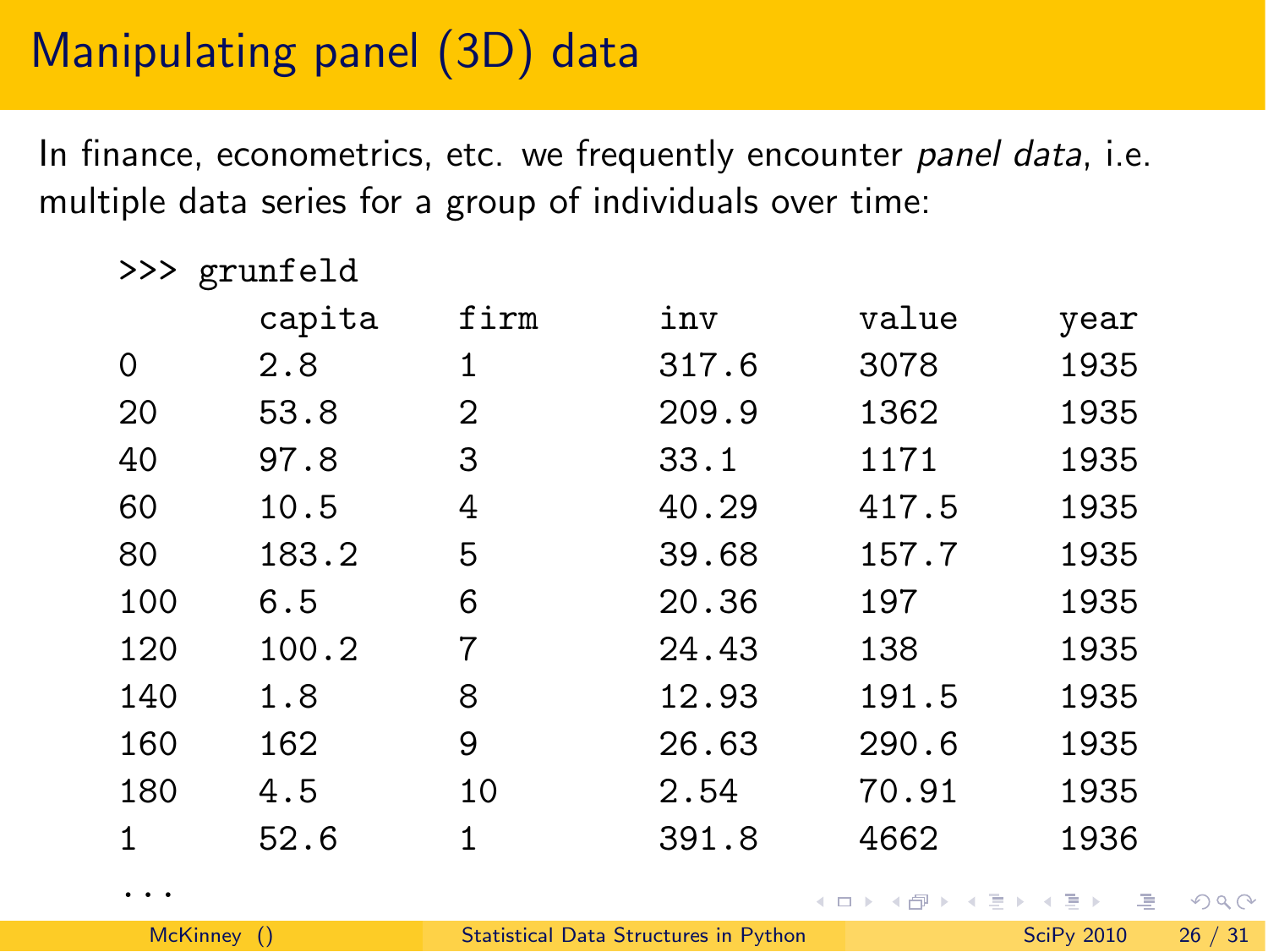# Manipulating panel (3D) data

In finance, econometrics, etc. we frequently encounter *panel data*, i.e. multiple data series for a group of individuals over time:

```
>>> grunfeld
        capita    firm      inv       value     year
0       2.8       1         317.6     3078      1935
20      53.8      2         209.9     1362      1935
40      97.8      3         33.1      1171      1935
60      10.5      4         40.29     417.5     1935
80      183.2     5         39.68     157.7     1935
100     6.5       6         20.36     197       1935
120     100.2     7         24.43     138       1935
140     1.8       8         12.93     191.5     1935
160     162       9         26.63     290.6     1935
180     4.5       10        2.54      70.91     1935
1       52.6      1         391.8     4662      1936
...
```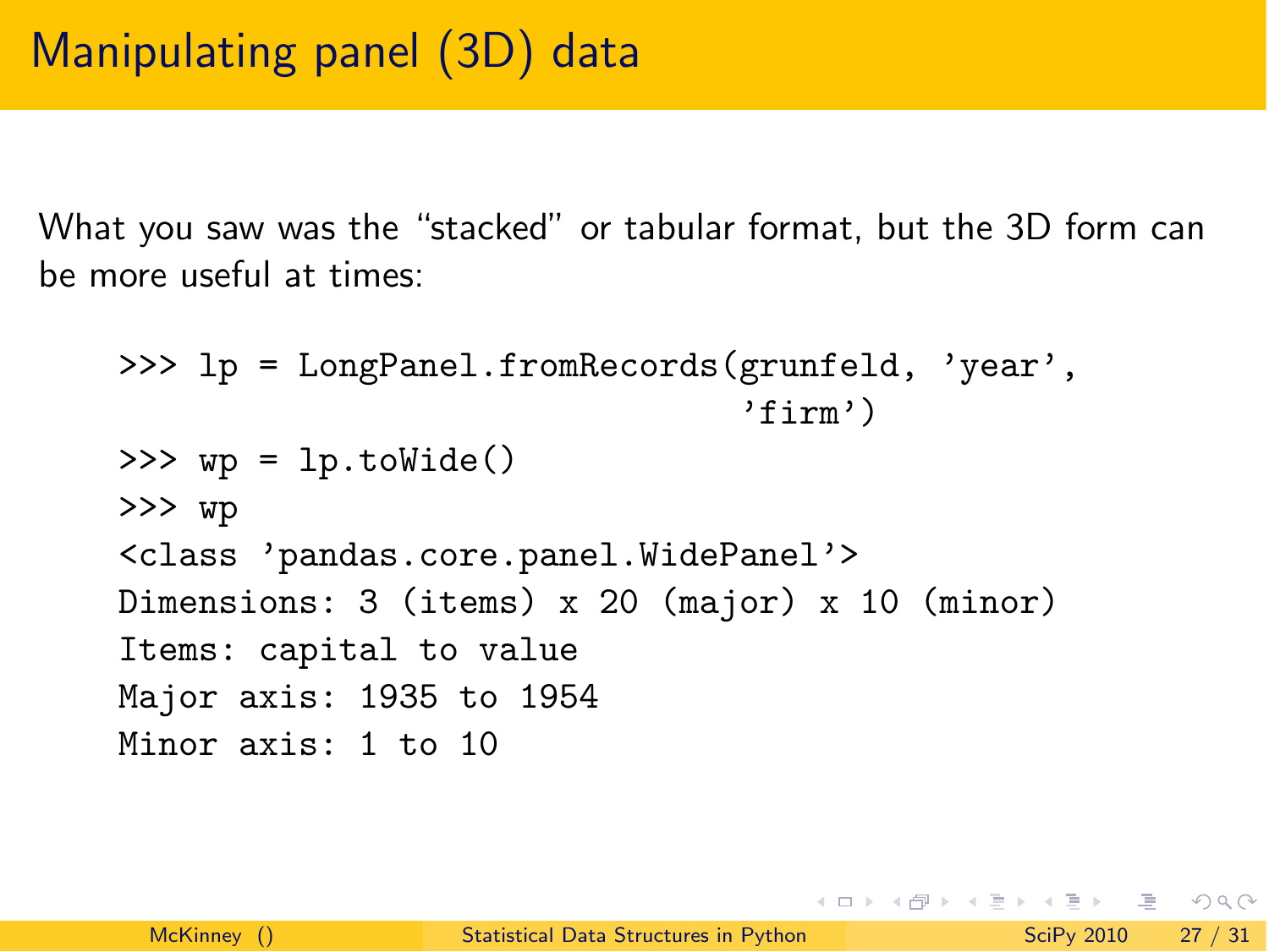# Manipulating panel (3D) data

What you saw was the "stacked" or tabular format, but the 3D form can be more useful at times:

```
>>> lp = LongPanel.fromRecords(grunfeld, 'year',
                               'firm')
>>> wp = lp.toWide()
>>> wp
<class 'pandas.core.panel.WidePanel'>
Dimensions: 3 (items) x 20 (major) x 10 (minor)
Items: capital to value
Major axis: 1935 to 1954
Minor axis: 1 to 10
```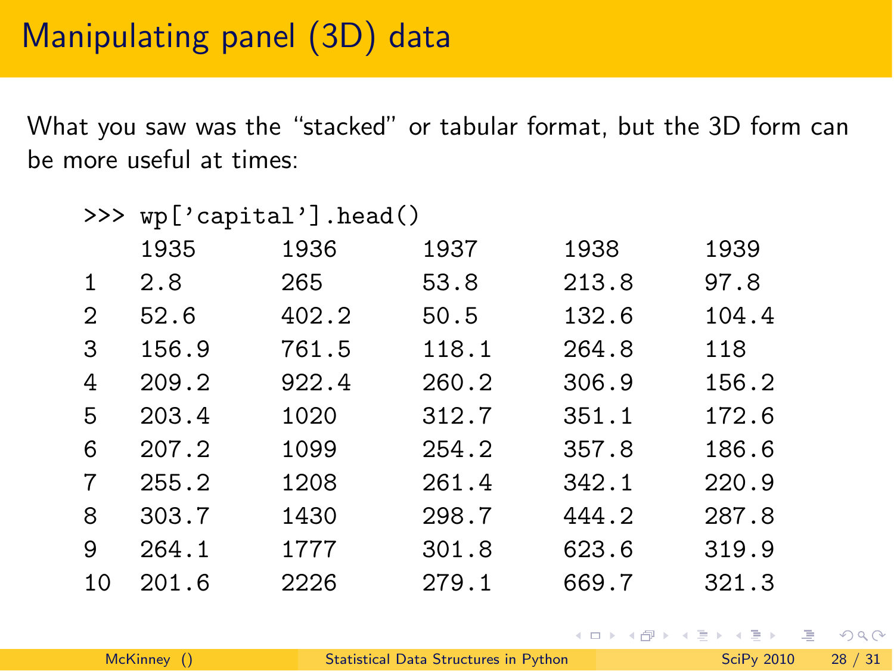# Manipulating panel (3D) data

What you saw was the “stacked” or tabular format, but the 3D form can be more useful at times:

```
>>> wp['capital'].head()
    1935     1936     1937     1938     1939
1   2.8      265      53.8     213.8    97.8
2   52.6     402.2    50.5     132.6    104.4
3   156.9    761.5    118.1    264.8    118
4   209.2    922.4    260.2    306.9    156.2
5   203.4    1020     312.7    351.1    172.6
6   207.2    1099     254.2    357.8    186.6
7   255.2    1208     261.4    342.1    220.9
8   303.7    1430     298.7    444.2    287.8
9   264.1    1777     301.8    623.6    319.9
10  201.6    2226     279.1    669.7    321.3
```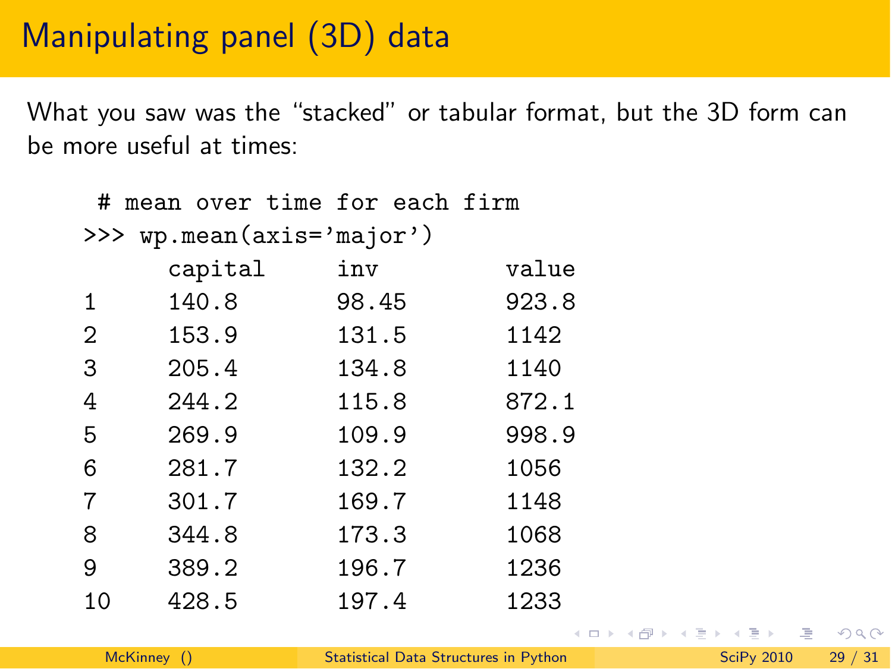# Manipulating panel (3D) data

What you saw was the "stacked" or tabular format, but the 3D form can be more useful at times:

```
 # mean over time for each firm
>>> wp.mean(axis='major')
      capital     inv       value
1     140.8       98.45     923.8
2     153.9       131.5     1142
3     205.4       134.8     1140
4     244.2       115.8     872.1
5     269.9       109.9     998.9
6     281.7       132.2     1056
7     301.7       169.7     1148
8     344.8       173.3     1068
9     389.2       196.7     1236
10    428.5       197.4     1233
```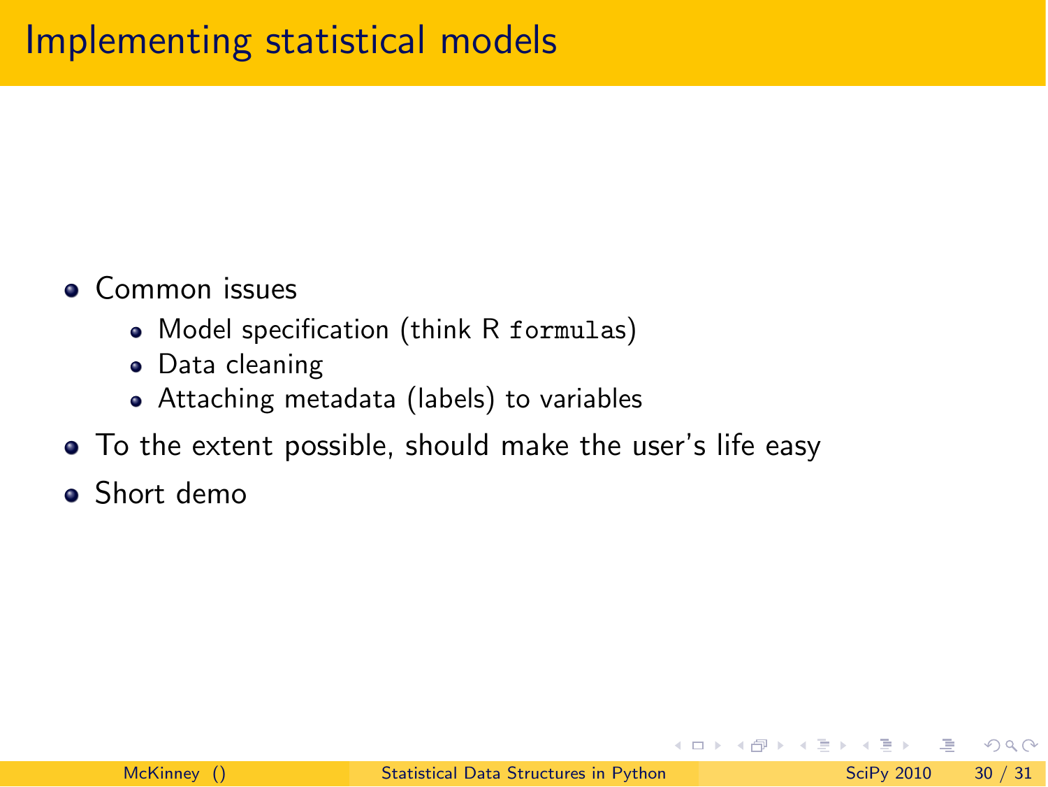# Implementing statistical models

- Common issues
  - Model specification (think R `formulas`)
  - Data cleaning
  - Attaching metadata (labels) to variables
- To the extent possible, should make the user's life easy
- Short demo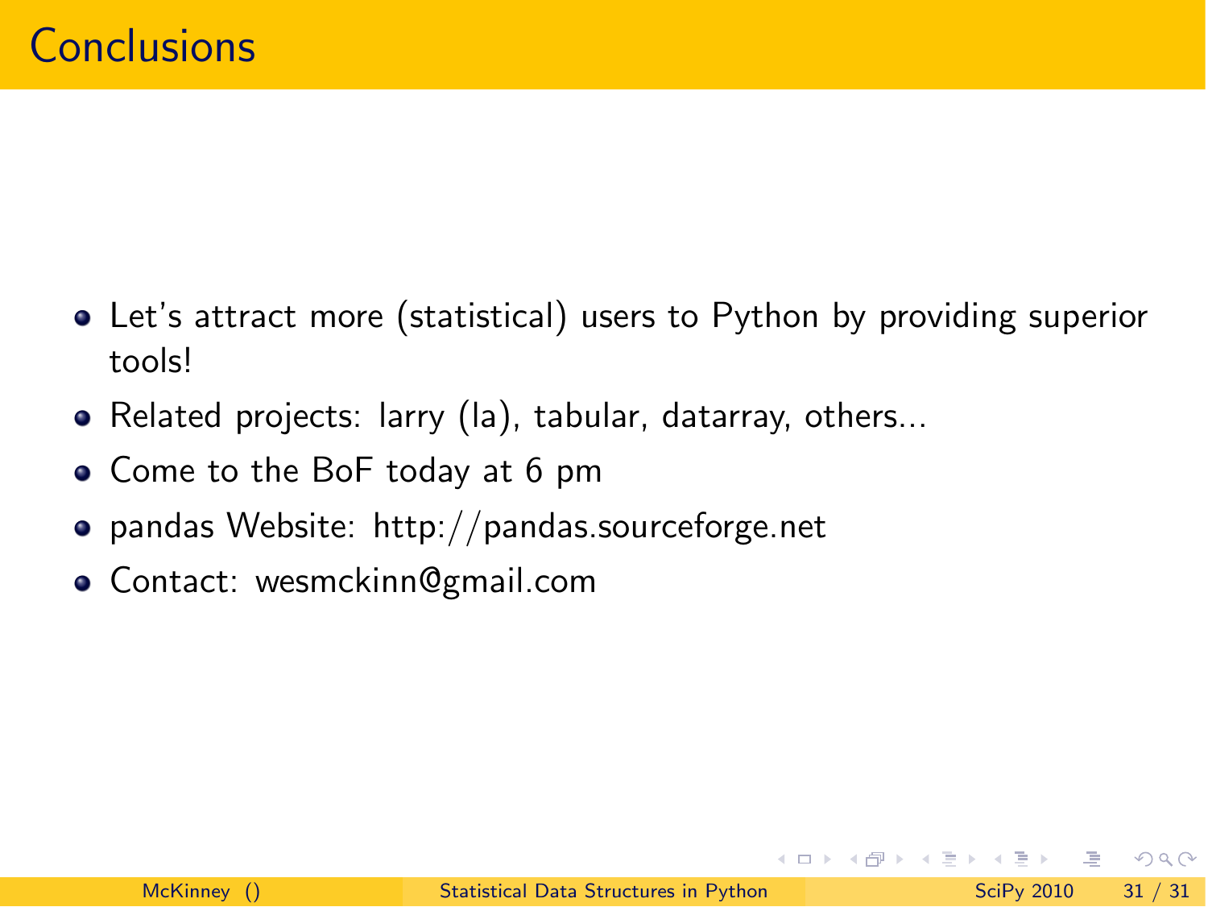# Conclusions

- Let's attract more (statistical) users to Python by providing superior tools!
- Related projects: larry (la), tabular, datarray, others...
- Come to the BoF today at 6 pm
- pandas Website: http://pandas.sourceforge.net
- Contact: wesmckinn@gmail.com